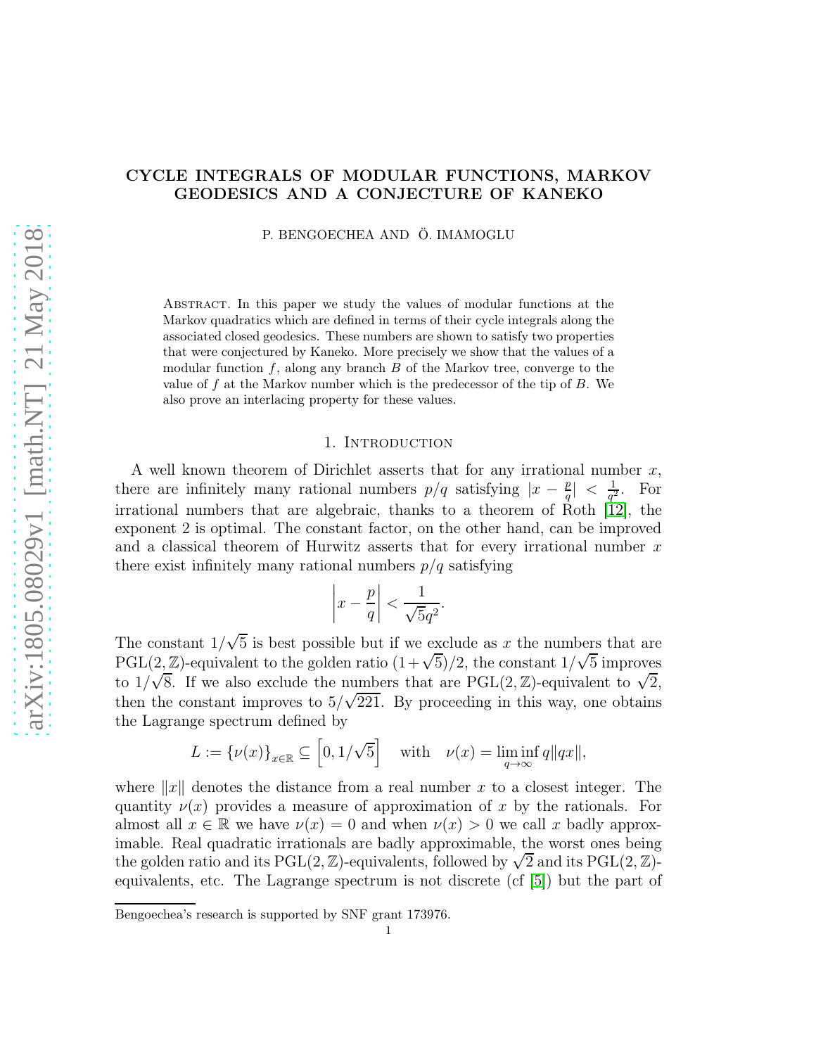# CYCLE INTEGRALS OF MODULAR FUNCTIONS, MARKOV GEODESICS AND A CONJECTURE OF KANEKO

P. BENGOECHEA AND Ö. IMAMOGLU

Abstract. In this paper we study the values of modular functions at the Markov quadratics which are defined in terms of their cycle integrals along the associated closed geodesics. These numbers are shown to satisfy two properties that were conjectured by Kaneko. More precisely we show that the values of a modular function $f$, along any branch $B$ of the Markov tree, converge to the value of $f$ at the Markov number which is the predecessor of the tip of $B$. We also prove an interlacing property for these values.

## 1. Introduction

A well known theorem of Dirichlet asserts that for any irrational number $x$, there are infinitely many rational numbers $p/q$ satisfying $|x - \frac{p}{q}| < \frac{1}{q^2}$. For irrational numbers that are algebraic, thanks to a theorem of Roth [12], the exponent 2 is optimal. The constant factor, on the other hand, can be improved and a classical theorem of Hurwitz asserts that for every irrational number $x$ there exist infinitely many rational numbers $p/q$ satisfying

$$\left|x - \frac{p}{q}\right| < \frac{1}{\sqrt{5}q^2}.$$

The constant $1/\sqrt{5}$ is best possible but if we exclude as $x$ the numbers that are $\mathrm{PGL}(2, \mathbb{Z})$-equivalent to the golden ratio $(1+\sqrt{5})/2$, the constant $1/\sqrt{5}$ improves to $1/\sqrt{8}$. If we also exclude the numbers that are $\mathrm{PGL}(2, \mathbb{Z})$-equivalent to $\sqrt{2}$, then the constant improves to $5/\sqrt{221}$. By proceeding in this way, one obtains the Lagrange spectrum defined by

$$L := \{\nu(x)\}_{x \in \mathbb{R}} \subseteq \left[0, 1/\sqrt{5}\right] \quad \text{with} \quad \nu(x) = \liminf_{q \to \infty} q\|qx\|,$$

where $\|x\|$ denotes the distance from a real number $x$ to a closest integer. The quantity $\nu(x)$ provides a measure of approximation of $x$ by the rationals. For almost all $x \in \mathbb{R}$ we have $\nu(x) = 0$ and when $\nu(x) > 0$ we call $x$ badly approximable. Real quadratic irrationals are badly approximable, the worst ones being the golden ratio and its $\mathrm{PGL}(2, \mathbb{Z})$-equivalents, followed by $\sqrt{2}$ and its $\mathrm{PGL}(2, \mathbb{Z})$-equivalents, etc. The Lagrange spectrum is not discrete (cf [5]) but the part of

Bengoechea's research is supported by SNF grant 173976.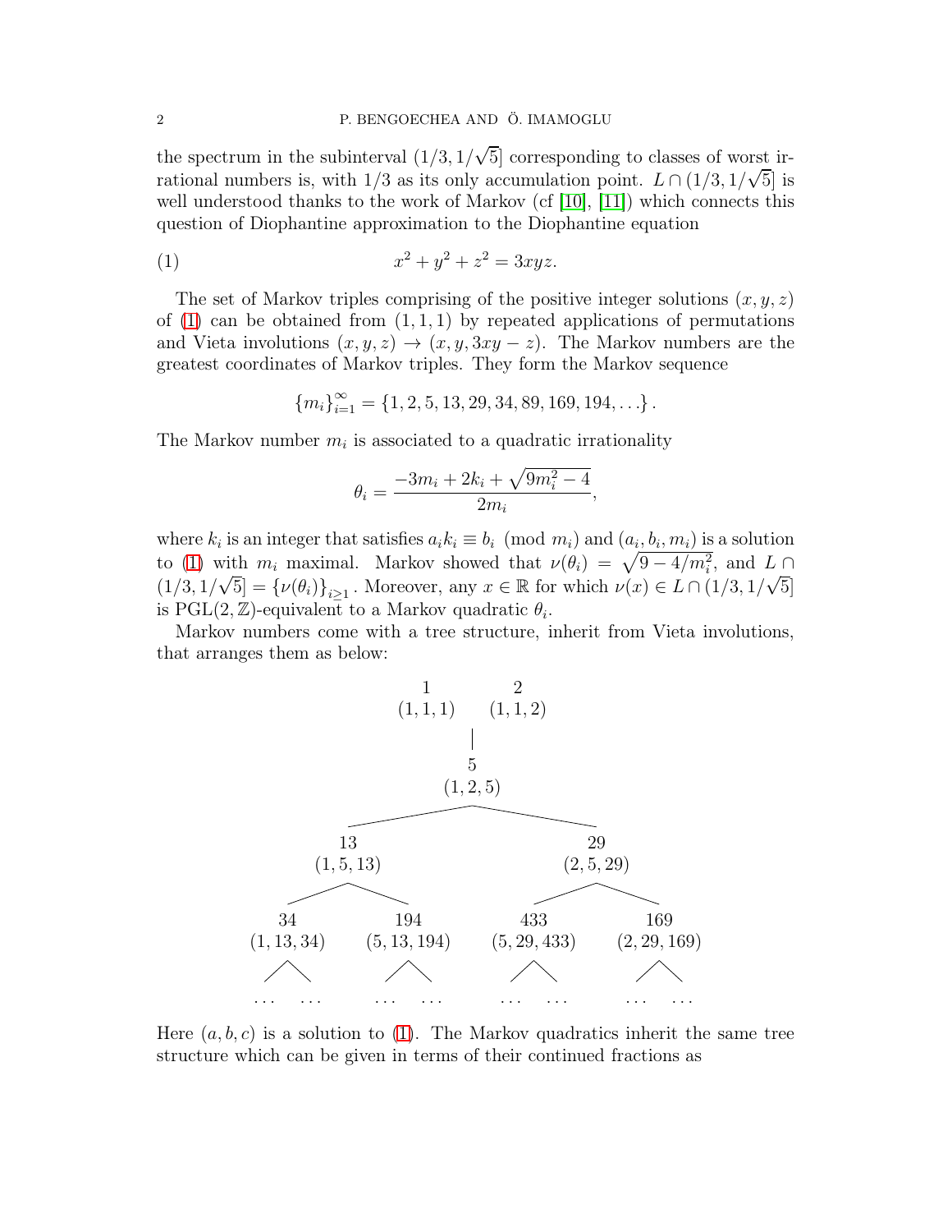the spectrum in the subinterval $(1/3, 1/\sqrt{5}]$ corresponding to classes of worst irrational numbers is, with $1/3$ as its only accumulation point. $L \cap (1/3, 1/\sqrt{5}]$ is well understood thanks to the work of Markov (cf [10], [11]) which connects this question of Diophantine approximation to the Diophantine equation

$$x^2 + y^2 + z^2 = 3xyz. \tag{1}$$

The set of Markov triples comprising of the positive integer solutions $(x, y, z)$ of (1) can be obtained from $(1, 1, 1)$ by repeated applications of permutations and Vieta involutions $(x, y, z) \to (x, y, 3xy - z)$. The Markov numbers are the greatest coordinates of Markov triples. They form the Markov sequence

$$\{m_i\}_{i=1}^{\infty} = \{1, 2, 5, 13, 29, 34, 89, 169, 194, \ldots\}.$$

The Markov number $m_i$ is associated to a quadratic irrationality

$$\theta_i = \frac{-3m_i + 2k_i + \sqrt{9m_i^2 - 4}}{2m_i},$$

where $k_i$ is an integer that satisfies $a_i k_i \equiv b_i \pmod{m_i}$ and $(a_i, b_i, m_i)$ is a solution to (1) with $m_i$ maximal. Markov showed that $\nu(\theta_i) = \sqrt{9 - 4/m_i^2}$, and $L \cap (1/3, 1/\sqrt{5}] = \{\nu(\theta_i)\}_{i \geq 1}$. Moreover, any $x \in \mathbb{R}$ for which $\nu(x) \in L \cap (1/3, 1/\sqrt{5}]$ is $\mathrm{PGL}(2, \mathbb{Z})$-equivalent to a Markov quadratic $\theta_i$.

Markov numbers come with a tree structure, inherit from Vieta involutions, that arranges them as below:

```
        1            2
     (1,1,1)      (1,1,2)
                |
                5
             (1,2,5)
         /              \
       13                29
    (1,5,13)          (2,5,29)
     /     \           /      \
   34      194       433      169
(1,13,34) (5,13,194) (5,29,433) (2,29,169)
  / \      / \        / \       / \
 ... ...  ... ...    ... ...   ... ...
```

Here $(a, b, c)$ is a solution to (1). The Markov quadratics inherit the same tree structure which can be given in terms of their continued fractions as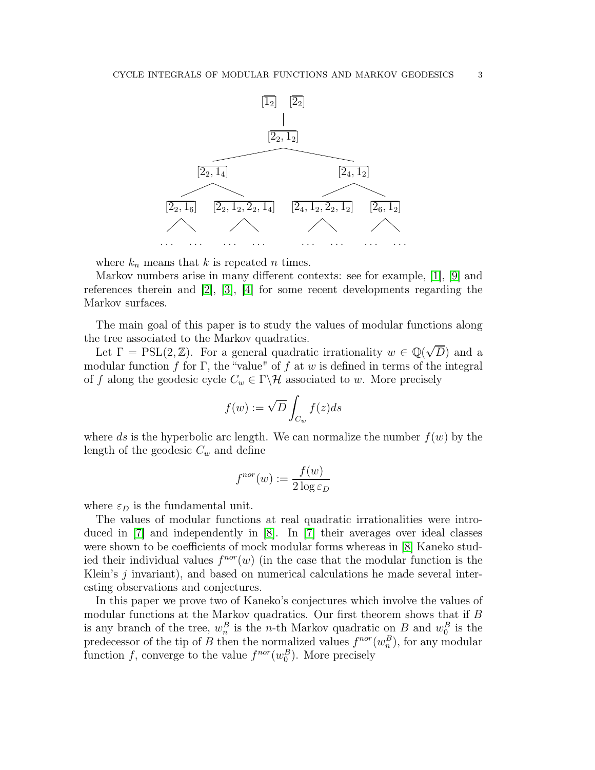$$
\begin{array}{c}
[\overline{1_2}] \quad [\overline{2_2}] \\
| \\
[\overline{2_2, 1_2}] \\
\swarrow \qquad \searrow \\
[\overline{2_2, 1_4}] \qquad\qquad [\overline{2_4, 1_2}] \\
[\overline{2_2, 1_6}] \quad [\overline{2_2, 1_2, 2_2, 1_4}] \qquad [\overline{2_4, 1_2, 2_2, 1_2}] \quad [\overline{2_6, 1_2}] \\
\ldots \quad \ldots \qquad \ldots \quad \ldots \qquad \ldots \quad \ldots \qquad \ldots \quad \ldots
\end{array}
$$

where $k_n$ means that $k$ is repeated $n$ times.

Markov numbers arise in many different contexts: see for example, [1], [9] and references therein and [2], [3], [4] for some recent developments regarding the Markov surfaces.

The main goal of this paper is to study the values of modular functions along the tree associated to the Markov quadratics.

Let $\Gamma = \mathrm{PSL}(2,\mathbb{Z})$. For a general quadratic irrationality $w \in \mathbb{Q}(\sqrt{D})$ and a modular function $f$ for $\Gamma$, the "value" of $f$ at $w$ is defined in terms of the integral of $f$ along the geodesic cycle $C_w \in \Gamma\backslash\mathcal{H}$ associated to $w$. More precisely

$$
f(w) := \sqrt{D} \int_{C_w} f(z) ds
$$

where $ds$ is the hyperbolic arc length. We can normalize the number $f(w)$ by the length of the geodesic $C_w$ and define

$$
f^{nor}(w) := \frac{f(w)}{2 \log \varepsilon_D}
$$

where $\varepsilon_D$ is the fundamental unit.

The values of modular functions at real quadratic irrationalities were introduced in [7] and independently in [8]. In [7] their averages over ideal classes were shown to be coefficients of mock modular forms whereas in [8] Kaneko studied their individual values $f^{nor}(w)$ (in the case that the modular function is the Klein's $j$ invariant), and based on numerical calculations he made several interesting observations and conjectures.

In this paper we prove two of Kaneko's conjectures which involve the values of modular functions at the Markov quadratics. Our first theorem shows that if $B$ is any branch of the tree, $w_n^B$ is the $n$-th Markov quadratic on $B$ and $w_0^B$ is the predecessor of the tip of $B$ then the normalized values $f^{nor}(w_n^B)$, for any modular function $f$, converge to the value $f^{nor}(w_0^B)$. More precisely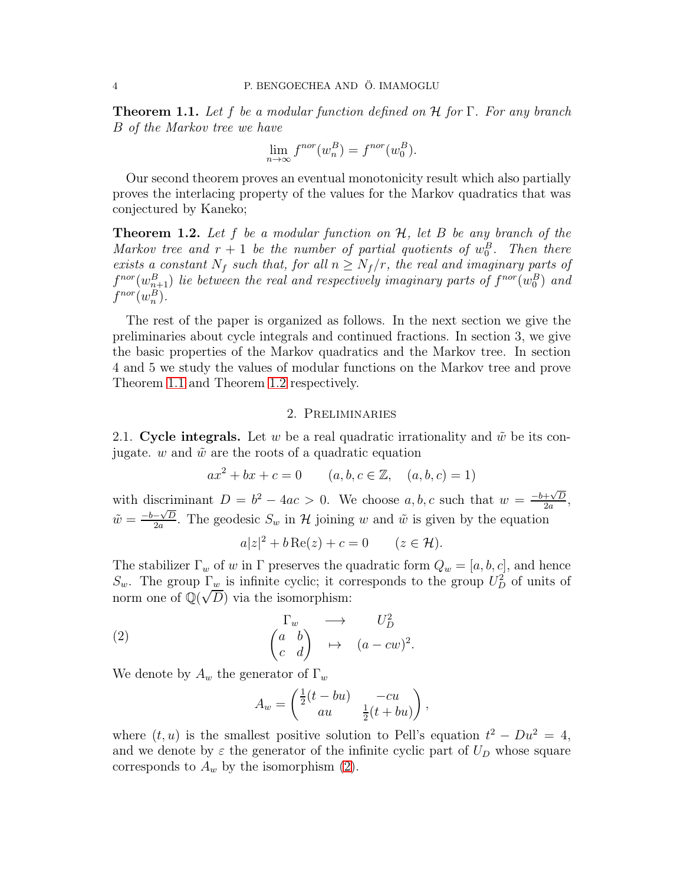**Theorem 1.1.** *Let $f$ be a modular function defined on $\mathcal{H}$ for $\Gamma$. For any branch $B$ of the Markov tree we have*

$$\lim_{n\to\infty} f^{nor}(w_n^B) = f^{nor}(w_0^B).$$

Our second theorem proves an eventual monotonicity result which also partially proves the interlacing property of the values for the Markov quadratics that was conjectured by Kaneko;

**Theorem 1.2.** *Let $f$ be a modular function on $\mathcal{H}$, let $B$ be any branch of the Markov tree and $r+1$ be the number of partial quotients of $w_0^B$. Then there exists a constant $N_f$ such that, for all $n \geq N_f/r$, the real and imaginary parts of $f^{nor}(w_{n+1}^B)$ lie between the real and respectively imaginary parts of $f^{nor}(w_0^B)$ and $f^{nor}(w_n^B)$.*

The rest of the paper is organized as follows. In the next section we give the preliminaries about cycle integrals and continued fractions. In section 3, we give the basic properties of the Markov quadratics and the Markov tree. In section 4 and 5 we study the values of modular functions on the Markov tree and prove Theorem 1.1 and Theorem 1.2 respectively.

## 2. Preliminaries

2.1. **Cycle integrals.** Let $w$ be a real quadratic irrationality and $\tilde{w}$ be its conjugate. $w$ and $\tilde{w}$ are the roots of a quadratic equation

$$ax^2 + bx + c = 0 \qquad (a, b, c \in \mathbb{Z}, \quad (a, b, c) = 1)$$

with discriminant $D = b^2 - 4ac > 0$. We choose $a, b, c$ such that $w = \frac{-b+\sqrt{D}}{2a}$, $\tilde{w} = \frac{-b-\sqrt{D}}{2a}$. The geodesic $S_w$ in $\mathcal{H}$ joining $w$ and $\tilde{w}$ is given by the equation

$$a|z|^2 + b\,\mathrm{Re}(z) + c = 0 \qquad (z \in \mathcal{H}).$$

The stabilizer $\Gamma_w$ of $w$ in $\Gamma$ preserves the quadratic form $Q_w = [a, b, c]$, and hence $S_w$. The group $\Gamma_w$ is infinite cyclic; it corresponds to the group $U_D^2$ of units of norm one of $\mathbb{Q}(\sqrt{D})$ via the isomorphism:

$$\begin{array}{ccc} \Gamma_w & \longrightarrow & U_D^2 \\ \begin{pmatrix} a & b \\ c & d \end{pmatrix} & \mapsto & (a - cw)^2. \end{array} \tag{2}$$

We denote by $A_w$ the generator of $\Gamma_w$

$$A_w = \begin{pmatrix} \frac{1}{2}(t - bu) & -cu \\ au & \frac{1}{2}(t + bu) \end{pmatrix},$$

where $(t, u)$ is the smallest positive solution to Pell's equation $t^2 - Du^2 = 4$, and we denote by $\varepsilon$ the generator of the infinite cyclic part of $U_D$ whose square corresponds to $A_w$ by the isomorphism (2).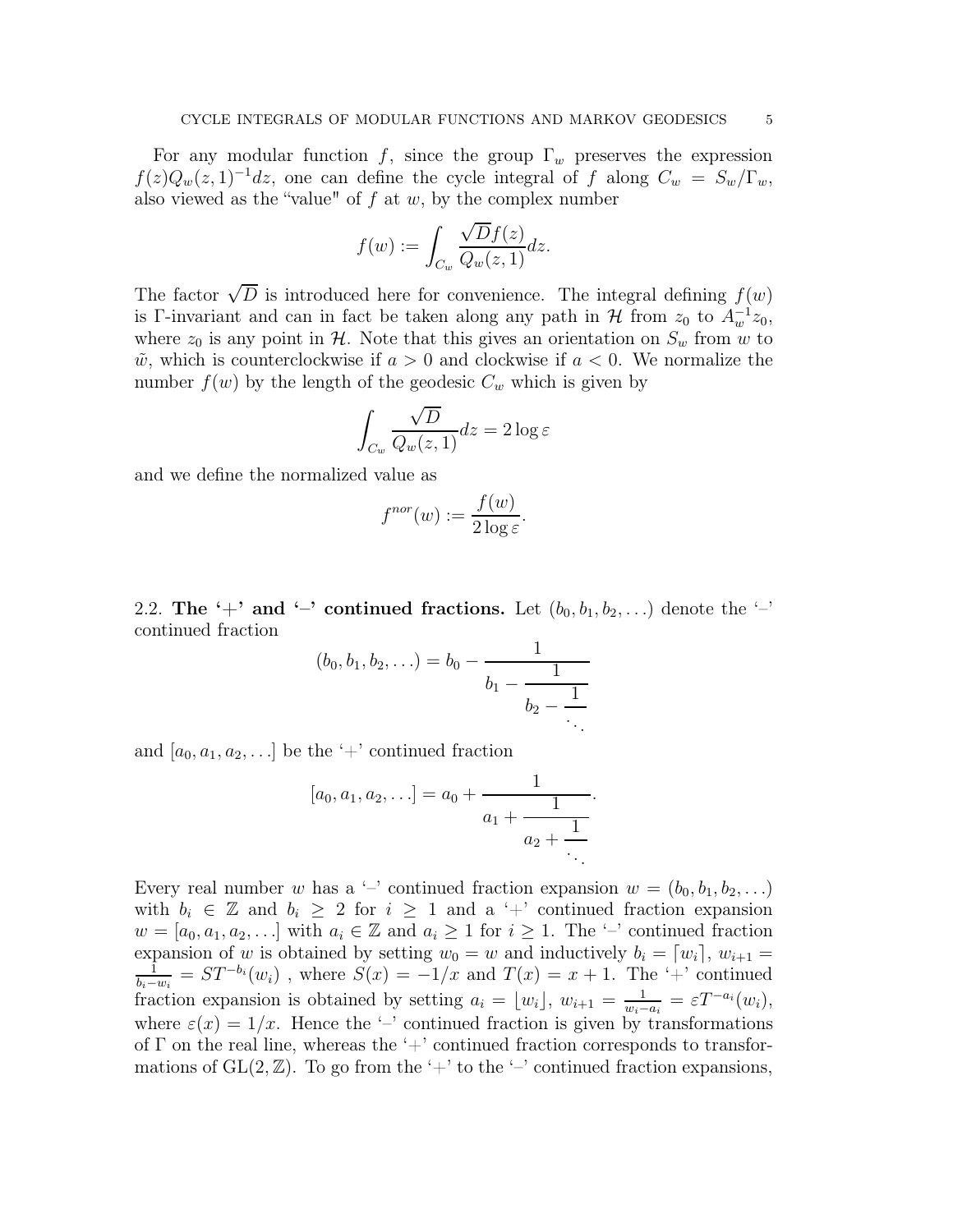For any modular function $f$, since the group $\Gamma_w$ preserves the expression $f(z)Q_w(z,1)^{-1}dz$, one can define the cycle integral of $f$ along $C_w = S_w/\Gamma_w$, also viewed as the "value" of $f$ at $w$, by the complex number

$$f(w) := \int_{C_w} \frac{\sqrt{D} f(z)}{Q_w(z,1)} dz.$$

The factor $\sqrt{D}$ is introduced here for convenience. The integral defining $f(w)$ is $\Gamma$-invariant and can in fact be taken along any path in $\mathcal{H}$ from $z_0$ to $A_w^{-1}z_0$, where $z_0$ is any point in $\mathcal{H}$. Note that this gives an orientation on $S_w$ from $w$ to $\tilde{w}$, which is counterclockwise if $a > 0$ and clockwise if $a < 0$. We normalize the number $f(w)$ by the length of the geodesic $C_w$ which is given by

$$\int_{C_w} \frac{\sqrt{D}}{Q_w(z,1)} dz = 2 \log \varepsilon$$

and we define the normalized value as

$$f^{nor}(w) := \frac{f(w)}{2 \log \varepsilon}.$$

## 2.2. The '+' and '−' continued fractions.

Let $(b_0, b_1, b_2, \ldots)$ denote the '−' continued fraction

$$(b_0, b_1, b_2, \ldots) = b_0 - \cfrac{1}{b_1 - \cfrac{1}{b_2 - \cfrac{1}{\ddots}}}$$

and $[a_0, a_1, a_2, \ldots]$ be the '+' continued fraction

$$[a_0, a_1, a_2, \ldots] = a_0 + \cfrac{1}{a_1 + \cfrac{1}{a_2 + \cfrac{1}{\ddots}}}.$$

Every real number $w$ has a '−' continued fraction expansion $w = (b_0, b_1, b_2, \ldots)$ with $b_i \in \mathbb{Z}$ and $b_i \geq 2$ for $i \geq 1$ and a '+' continued fraction expansion $w = [a_0, a_1, a_2, \ldots]$ with $a_i \in \mathbb{Z}$ and $a_i \geq 1$ for $i \geq 1$. The '−' continued fraction expansion of $w$ is obtained by setting $w_0 = w$ and inductively $b_i = \lceil w_i \rceil$, $w_{i+1} = \frac{1}{b_i - w_i} = ST^{-b_i}(w_i)$ , where $S(x) = -1/x$ and $T(x) = x + 1$. The '+' continued fraction expansion is obtained by setting $a_i = \lfloor w_i \rfloor$, $w_{i+1} = \frac{1}{w_i - a_i} = \varepsilon T^{-a_i}(w_i)$, where $\varepsilon(x) = 1/x$. Hence the '−' continued fraction is given by transformations of $\Gamma$ on the real line, whereas the '+' continued fraction corresponds to transformations of $\mathrm{GL}(2, \mathbb{Z})$. To go from the '+' to the '−' continued fraction expansions,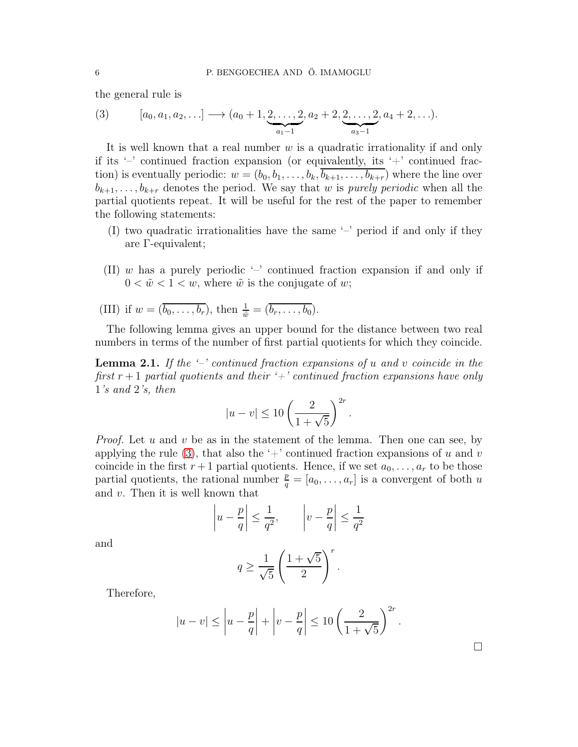the general rule is

$$[a_0, a_1, a_2, \ldots] \longrightarrow (a_0 + 1, \underbrace{2, \ldots, 2}_{a_1 - 1}, a_2 + 2, \underbrace{2, \ldots, 2}_{a_3 - 1}, a_4 + 2, \ldots). \tag{3}$$

It is well known that a real number $w$ is a quadratic irrationality if and only if its '$-$' continued fraction expansion (or equivalently, its '$+$' continued fraction) is eventually periodic: $w = (b_0, b_1, \ldots, b_k, \overline{b_{k+1}, \ldots, b_{k+r}})$ where the line over $b_{k+1}, \ldots, b_{k+r}$ denotes the period. We say that $w$ is *purely periodic* when all the partial quotients repeat. It will be useful for the rest of the paper to remember the following statements:

(I) two quadratic irrationalities have the same '$-$' period if and only if they are $\Gamma$-equivalent;

(II) $w$ has a purely periodic '$-$' continued fraction expansion if and only if $0 < \tilde{w} < 1 < w$, where $\tilde{w}$ is the conjugate of $w$;

(III) if $w = (\overline{b_0, \ldots, b_r})$, then $\frac{1}{\tilde{w}} = (\overline{b_r, \ldots, b_0})$.

The following lemma gives an upper bound for the distance between two real numbers in terms of the number of first partial quotients for which they coincide.

**Lemma 2.1.** *If the '$-$' continued fraction expansions of $u$ and $v$ coincide in the first $r + 1$ partial quotients and their '$+$' continued fraction expansions have only $1$'s and $2$'s, then*

$$|u - v| \leq 10 \left( \frac{2}{1 + \sqrt{5}} \right)^{2r}.$$

*Proof.* Let $u$ and $v$ be as in the statement of the lemma. Then one can see, by applying the rule (3), that also the '$+$' continued fraction expansions of $u$ and $v$ coincide in the first $r + 1$ partial quotients. Hence, if we set $a_0, \ldots, a_r$ to be those partial quotients, the rational number $\frac{p}{q} = [a_0, \ldots, a_r]$ is a convergent of both $u$ and $v$. Then it is well known that

$$\left| u - \frac{p}{q} \right| \leq \frac{1}{q^2}, \qquad \left| v - \frac{p}{q} \right| \leq \frac{1}{q^2}$$

and

$$q \geq \frac{1}{\sqrt{5}} \left( \frac{1 + \sqrt{5}}{2} \right)^r.$$

Therefore,

$$|u - v| \leq \left| u - \frac{p}{q} \right| + \left| v - \frac{p}{q} \right| \leq 10 \left( \frac{2}{1 + \sqrt{5}} \right)^{2r}.$$

□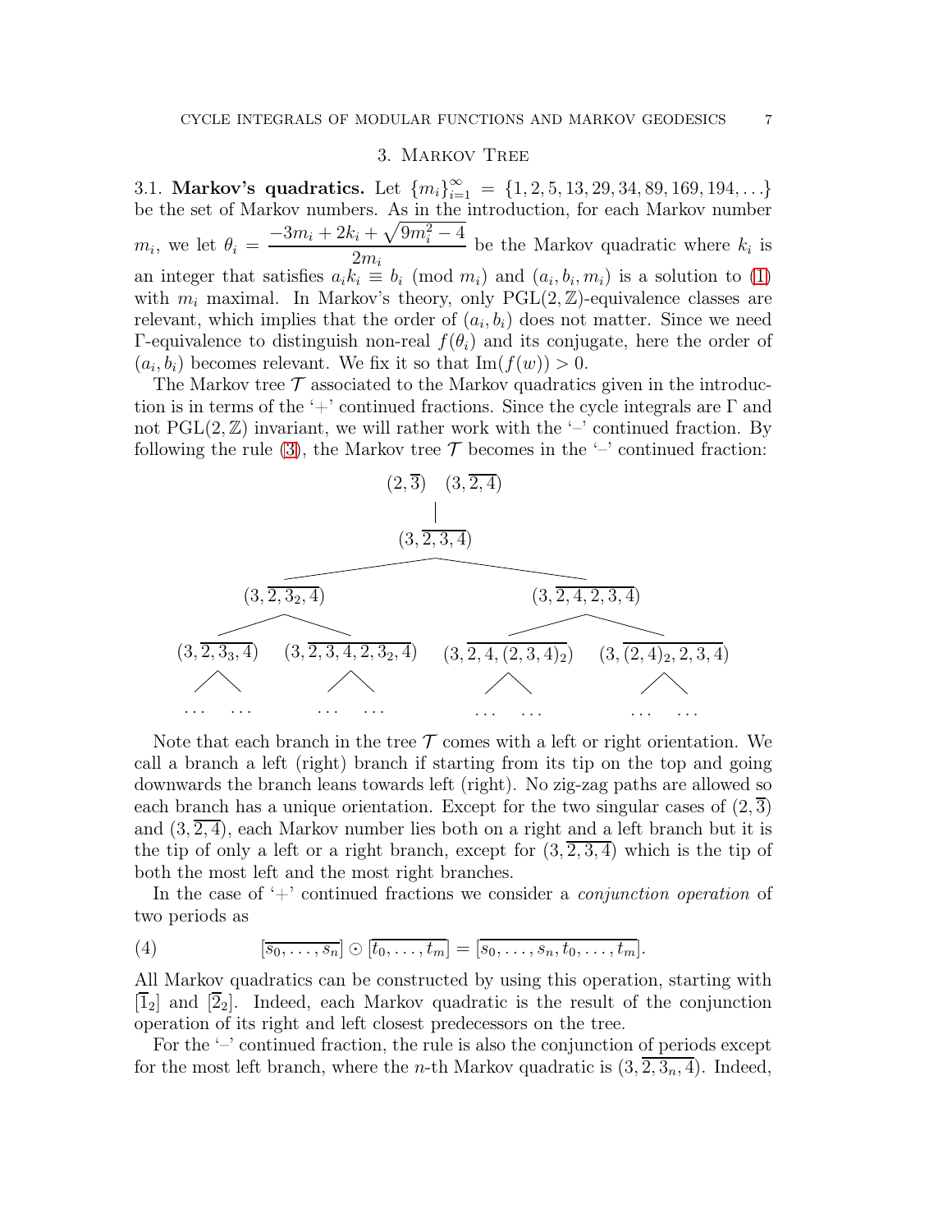## 3. Markov Tree

3.1. **Markov's quadratics.** Let $\{m_i\}_{i=1}^{\infty} = \{1, 2, 5, 13, 29, 34, 89, 169, 194, \ldots\}$ be the set of Markov numbers. As in the introduction, for each Markov number $m_i$, we let $\theta_i = \dfrac{-3m_i + 2k_i + \sqrt{9m_i^2 - 4}}{2m_i}$ be the Markov quadratic where $k_i$ is an integer that satisfies $a_i k_i \equiv b_i \pmod{m_i}$ and $(a_i, b_i, m_i)$ is a solution to (1) with $m_i$ maximal. In Markov's theory, only $\mathrm{PGL}(2, \mathbb{Z})$-equivalence classes are relevant, which implies that the order of $(a_i, b_i)$ does not matter. Since we need $\Gamma$-equivalence to distinguish non-real $f(\theta_i)$ and its conjugate, here the order of $(a_i, b_i)$ becomes relevant. We fix it so that $\mathrm{Im}(f(w)) > 0$.

The Markov tree $\mathcal{T}$ associated to the Markov quadratics given in the introduction is in terms of the '+' continued fractions. Since the cycle integrals are $\Gamma$ and not $\mathrm{PGL}(2, \mathbb{Z})$ invariant, we will rather work with the '–' continued fraction. By following the rule (3), the Markov tree $\mathcal{T}$ becomes in the '–' continued fraction:

$$(2, \overline{3}) \quad (3, \overline{2, 4})$$

$$(3, \overline{2, 3, 4})$$

$$(3, \overline{2, 3_2, 4}) \qquad\qquad (3, \overline{2, 4, 2, 3, 4})$$

$$(3, \overline{2, 3_3, 4}) \quad (3, \overline{2, 3, 4, 2, 3_2, 4}) \quad (3, \overline{2, 4, (2, 3, 4)_2}) \quad (3, \overline{(2, 4)_2, 2, 3, 4})$$

$$\ldots \quad \ldots \qquad \ldots \quad \ldots \qquad \ldots \quad \ldots \qquad \ldots \quad \ldots$$

Note that each branch in the tree $\mathcal{T}$ comes with a left or right orientation. We call a branch a left (right) branch if starting from its tip on the top and going downwards the branch leans towards left (right). No zig-zag paths are allowed so each branch has a unique orientation. Except for the two singular cases of $(2, \overline{3})$ and $(3, \overline{2, 4})$, each Markov number lies both on a right and a left branch but it is the tip of only a left or a right branch, except for $(3, \overline{2, 3, 4})$ which is the tip of both the most left and the most right branches.

In the case of '+' continued fractions we consider a *conjunction operation* of two periods as

$$[\overline{s_0, \ldots, s_n}] \odot [\overline{t_0, \ldots, t_m}] = [\overline{s_0, \ldots, s_n, t_0, \ldots, t_m}]. \tag{4}$$

All Markov quadratics can be constructed by using this operation, starting with $[\overline{1}_2]$ and $[\overline{2}_2]$. Indeed, each Markov quadratic is the result of the conjunction operation of its right and left closest predecessors on the tree.

For the '–' continued fraction, the rule is also the conjunction of periods except for the most left branch, where the $n$-th Markov quadratic is $(3, \overline{2, 3_n, 4})$. Indeed,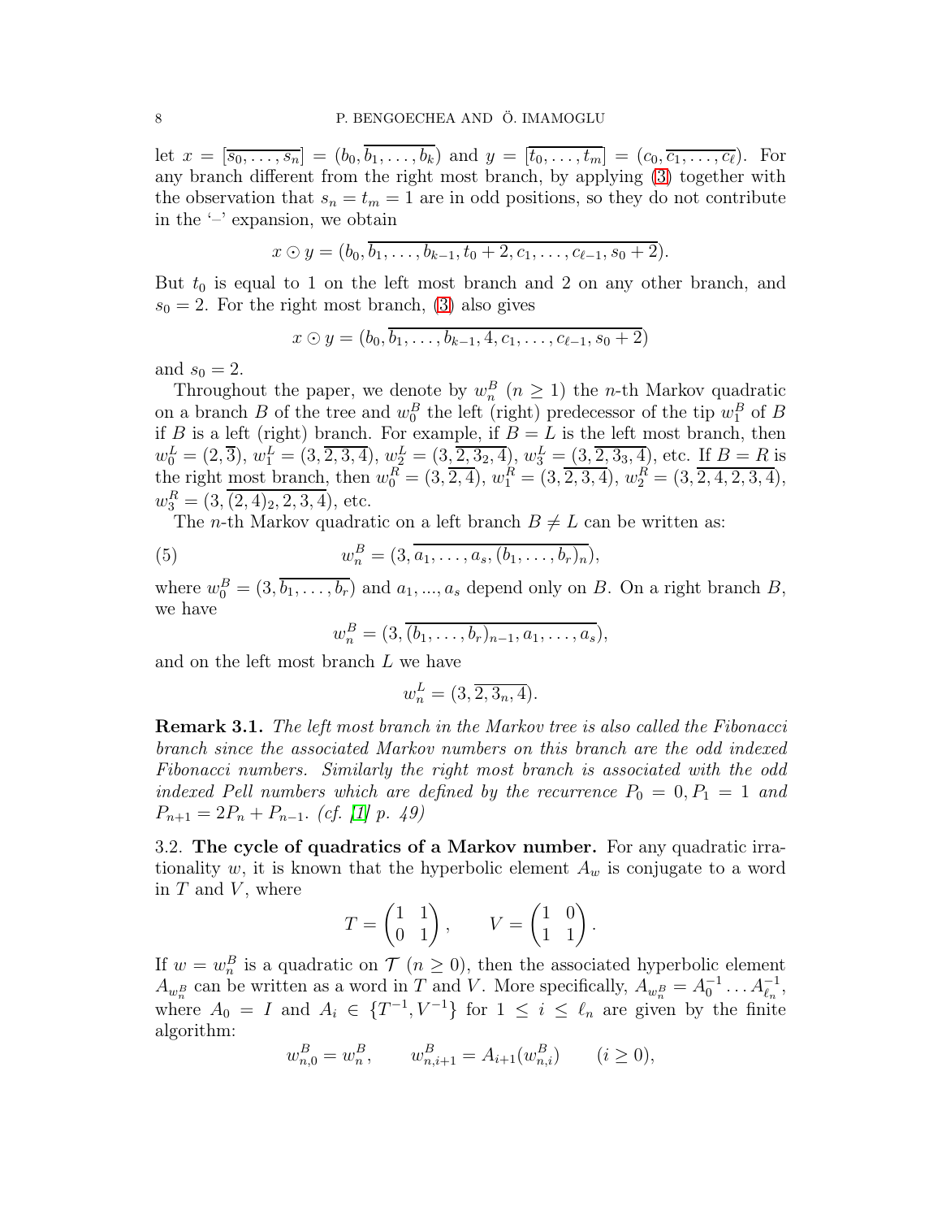let $x = [\overline{s_0, \dots, s_n}] = (b_0, \overline{b_1, \dots, b_k})$ and $y = [\overline{t_0, \dots, t_m}] = (c_0, \overline{c_1, \dots, c_\ell})$. For any branch different from the right most branch, by applying (3) together with the observation that $s_n = t_m = 1$ are in odd positions, so they do not contribute in the '$-$' expansion, we obtain

$$x \odot y = (b_0, \overline{b_1, \dots, b_{k-1}, t_0 + 2, c_1, \dots, c_{\ell-1}, s_0 + 2}).$$

But $t_0$ is equal to 1 on the left most branch and 2 on any other branch, and $s_0 = 2$. For the right most branch, (3) also gives

$$x \odot y = (b_0, \overline{b_1, \dots, b_{k-1}, 4, c_1, \dots, c_{\ell-1}, s_0 + 2})$$

and $s_0 = 2$.

Throughout the paper, we denote by $w_n^B$ ($n \geq 1$) the $n$-th Markov quadratic on a branch $B$ of the tree and $w_0^B$ the left (right) predecessor of the tip $w_1^B$ of $B$ if $B$ is a left (right) branch. For example, if $B = L$ is the left most branch, then $w_0^L = (2, \overline{3})$, $w_1^L = (3, \overline{2, 3, 4})$, $w_2^L = (3, \overline{2, 3_2, 4})$, $w_3^L = (3, \overline{2, 3_3, 4})$, etc. If $B = R$ is the right most branch, then $w_0^R = (3, \overline{2, 4})$, $w_1^R = (3, \overline{2, 3, 4})$, $w_2^R = (3, \overline{2, 4, 2, 3, 4})$, $w_3^R = (3, \overline{(2, 4)_2, 2, 3, 4})$, etc.

The $n$-th Markov quadratic on a left branch $B \neq L$ can be written as:

$$w_n^B = (3, \overline{a_1, \dots, a_s, (b_1, \dots, b_r)_n}), \tag{5}$$

where $w_0^B = (3, \overline{b_1, \dots, b_r})$ and $a_1, ..., a_s$ depend only on $B$. On a right branch $B$, we have

$$w_n^B = (3, \overline{(b_1, \dots, b_r)_{n-1}, a_1, \dots, a_s}),$$

and on the left most branch $L$ we have

$$w_n^L = (3, \overline{2, 3_n, 4}).$$

**Remark 3.1.** *The left most branch in the Markov tree is also called the Fibonacci branch since the associated Markov numbers on this branch are the odd indexed Fibonacci numbers. Similarly the right most branch is associated with the odd indexed Pell numbers which are defined by the recurrence $P_0 = 0, P_1 = 1$ and $P_{n+1} = 2P_n + P_{n-1}$. (cf. [1] p. 49)*

### 3.2. The cycle of quadratics of a Markov number.

For any quadratic irrationality $w$, it is known that the hyperbolic element $A_w$ is conjugate to a word in $T$ and $V$, where

$$T = \begin{pmatrix} 1 & 1 \\ 0 & 1 \end{pmatrix}, \qquad V = \begin{pmatrix} 1 & 0 \\ 1 & 1 \end{pmatrix}.$$

If $w = w_n^B$ is a quadratic on $\mathcal{T}$ ($n \geq 0$), then the associated hyperbolic element $A_{w_n^B}$ can be written as a word in $T$ and $V$. More specifically, $A_{w_n^B} = A_0^{-1} \dots A_{\ell_n}^{-1}$, where $A_0 = I$ and $A_i \in \{T^{-1}, V^{-1}\}$ for $1 \leq i \leq \ell_n$ are given by the finite algorithm:

$$w_{n,0}^B = w_n^B, \qquad w_{n,i+1}^B = A_{i+1}(w_{n,i}^B) \qquad (i \geq 0),$$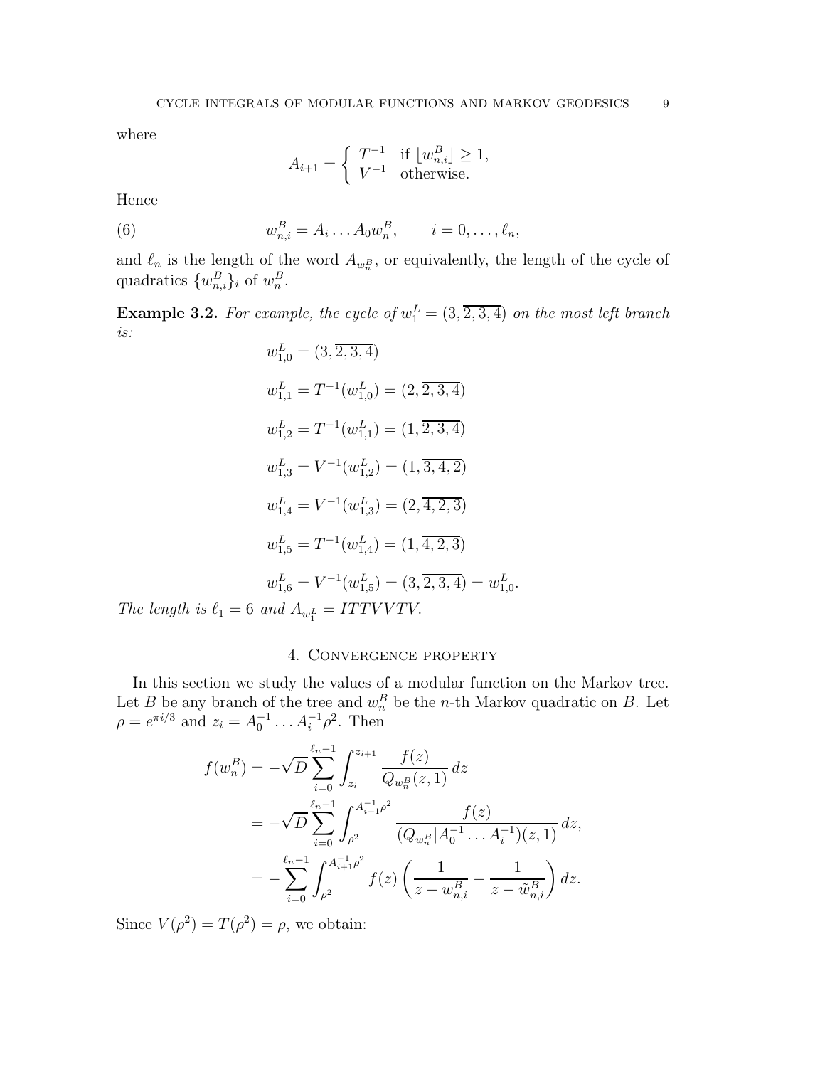where

$$A_{i+1} = \begin{cases} T^{-1} & \text{if } \lfloor w_{n,i}^B \rfloor \geq 1, \\ V^{-1} & \text{otherwise.} \end{cases}$$

Hence

$$w_{n,i}^B = A_i \dots A_0 w_n^B, \qquad i = 0, \dots, \ell_n, \tag{6}$$

and $\ell_n$ is the length of the word $A_{w_n^B}$, or equivalently, the length of the cycle of quadratics $\{w_{n,i}^B\}_i$ of $w_n^B$.

**Example 3.2.** *For example, the cycle of $w_1^L = (3, \overline{2,3,4})$ on the most left branch is:*

$$w_{1,0}^L = (3, \overline{2,3,4})$$

$$w_{1,1}^L = T^{-1}(w_{1,0}^L) = (2, \overline{2,3,4})$$

$$w_{1,2}^L = T^{-1}(w_{1,1}^L) = (1, \overline{2,3,4})$$

$$w_{1,3}^L = V^{-1}(w_{1,2}^L) = (1, \overline{3,4,2})$$

$$w_{1,4}^L = V^{-1}(w_{1,3}^L) = (2, \overline{4,2,3})$$

$$w_{1,5}^L = T^{-1}(w_{1,4}^L) = (1, \overline{4,2,3})$$

$$w_{1,6}^L = V^{-1}(w_{1,5}^L) = (3, \overline{2,3,4}) = w_{1,0}^L.$$

*The length is $\ell_1 = 6$ and $A_{w_1^L} = ITTVVTV$.*

## 4. Convergence property

In this section we study the values of a modular function on the Markov tree. Let $B$ be any branch of the tree and $w_n^B$ be the $n$-th Markov quadratic on $B$. Let $\rho = e^{\pi i/3}$ and $z_i = A_0^{-1} \dots A_i^{-1} \rho^2$. Then

$$\begin{aligned}
f(w_n^B) &= -\sqrt{D} \sum_{i=0}^{\ell_n - 1} \int_{z_i}^{z_{i+1}} \frac{f(z)}{Q_{w_n^B}(z,1)} \, dz \\
&= -\sqrt{D} \sum_{i=0}^{\ell_n - 1} \int_{\rho^2}^{A_{i+1}^{-1}\rho^2} \frac{f(z)}{(Q_{w_n^B}|A_0^{-1} \dots A_i^{-1})(z,1)} \, dz, \\
&= -\sum_{i=0}^{\ell_n - 1} \int_{\rho^2}^{A_{i+1}^{-1}\rho^2} f(z) \left( \frac{1}{z - w_{n,i}^B} - \frac{1}{z - \tilde{w}_{n,i}^B} \right) dz.
\end{aligned}$$

Since $V(\rho^2) = T(\rho^2) = \rho$, we obtain: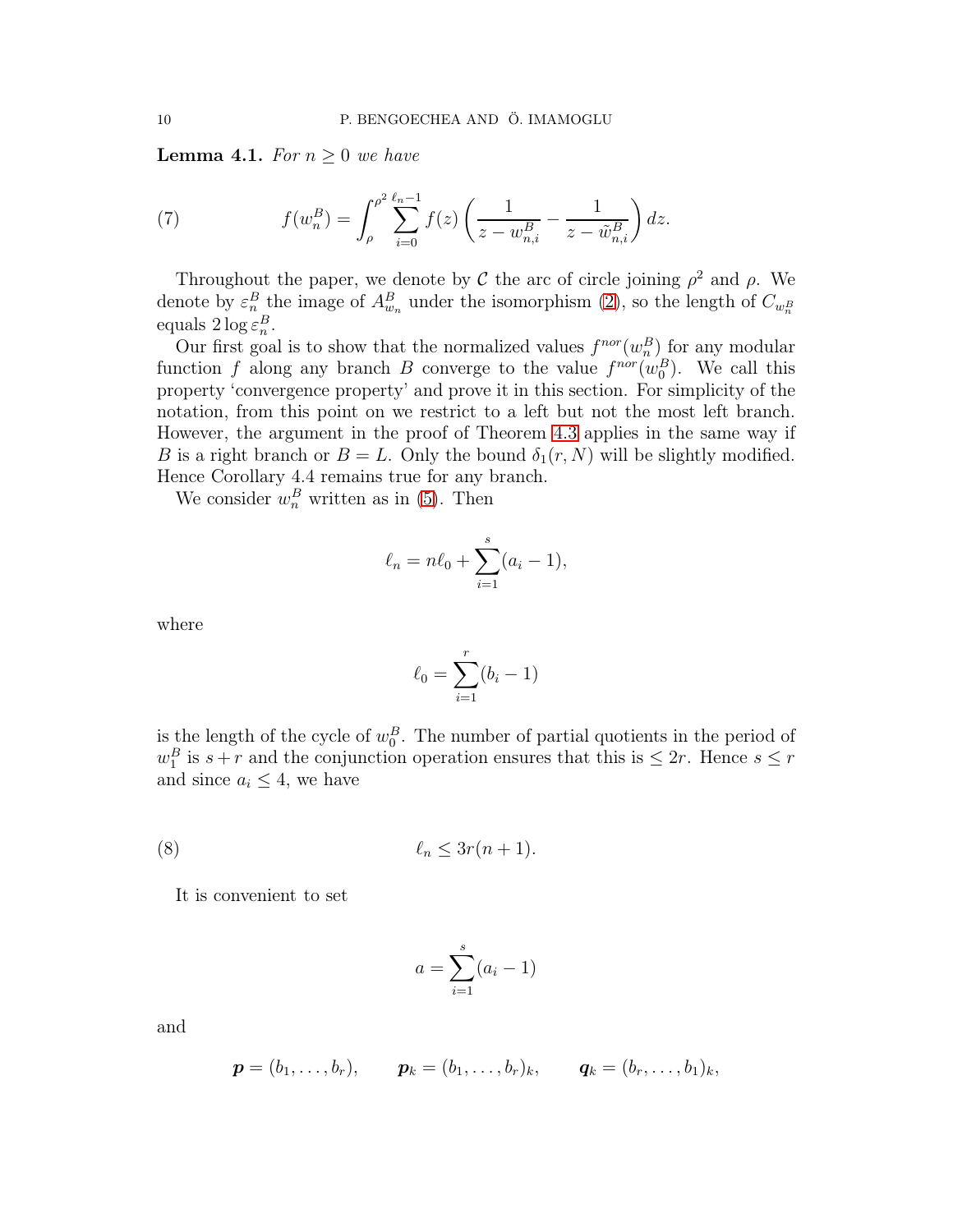**Lemma 4.1.** *For $n \geq 0$ we have*

$$f(w_n^B) = \int_\rho^{\rho^2} \sum_{i=0}^{\ell_n - 1} f(z) \left( \frac{1}{z - w_{n,i}^B} - \frac{1}{z - \tilde{w}_{n,i}^B} \right) dz. \tag{7}$$

Throughout the paper, we denote by $\mathcal{C}$ the arc of circle joining $\rho^2$ and $\rho$. We denote by $\varepsilon_n^B$ the image of $A_{w_n}^B$ under the isomorphism (2), so the length of $C_{w_n^B}$ equals $2 \log \varepsilon_n^B$.

Our first goal is to show that the normalized values $f^{nor}(w_n^B)$ for any modular function $f$ along any branch $B$ converge to the value $f^{nor}(w_0^B)$. We call this property 'convergence property' and prove it in this section. For simplicity of the notation, from this point on we restrict to a left but not the most left branch. However, the argument in the proof of Theorem 4.3 applies in the same way if $B$ is a right branch or $B = L$. Only the bound $\delta_1(r, N)$ will be slightly modified. Hence Corollary 4.4 remains true for any branch.

We consider $w_n^B$ written as in (5). Then

$$\ell_n = n\ell_0 + \sum_{i=1}^{s} (a_i - 1),$$

where

$$\ell_0 = \sum_{i=1}^{r} (b_i - 1)$$

is the length of the cycle of $w_0^B$. The number of partial quotients in the period of $w_1^B$ is $s + r$ and the conjunction operation ensures that this is $\leq 2r$. Hence $s \leq r$ and since $a_i \leq 4$, we have

$$\ell_n \leq 3r(n+1). \tag{8}$$

It is convenient to set

$$a = \sum_{i=1}^{s} (a_i - 1)$$

and

$$\boldsymbol{p} = (b_1, \ldots, b_r), \qquad \boldsymbol{p}_k = (b_1, \ldots, b_r)_k, \qquad \boldsymbol{q}_k = (b_r, \ldots, b_1)_k,$$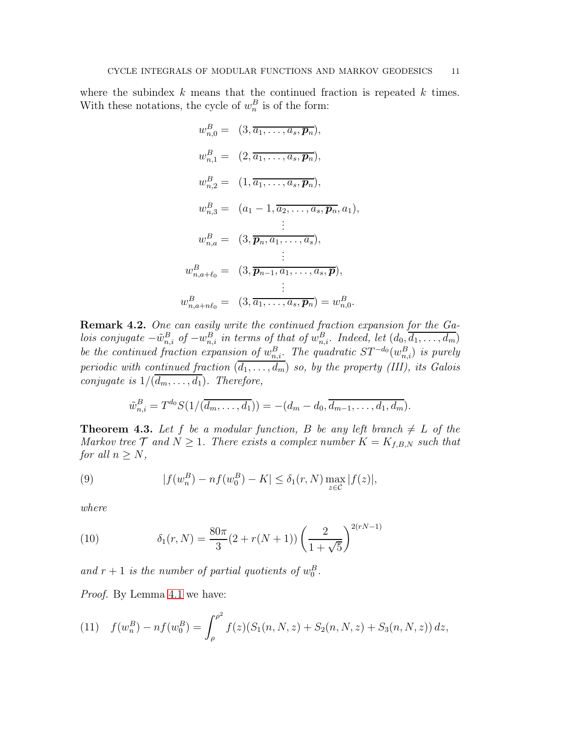where the subindex $k$ means that the continued fraction is repeated $k$ times. With these notations, the cycle of $w_n^B$ is of the form:

$$
\begin{aligned}
w_{n,0}^B &= \ (3, \overline{a_1, \ldots, a_s, \boldsymbol{p}_n}), \\
w_{n,1}^B &= \ (2, \overline{a_1, \ldots, a_s, \boldsymbol{p}_n}), \\
w_{n,2}^B &= \ (1, \overline{a_1, \ldots, a_s, \boldsymbol{p}_n}), \\
w_{n,3}^B &= \ (a_1 - 1, \overline{a_2, \ldots, a_s, \boldsymbol{p}_n, a_1}), \\
&\ \ \vdots \\
w_{n,a}^B &= \ (3, \overline{\boldsymbol{p}_n, a_1, \ldots, a_s}), \\
&\ \ \vdots \\
w_{n,a+\ell_0}^B &= \ (3, \overline{\boldsymbol{p}_{n-1}, a_1, \ldots, a_s, \boldsymbol{p}}), \\
&\ \ \vdots \\
w_{n,a+n\ell_0}^B &= \ (3, \overline{a_1, \ldots, a_s, \boldsymbol{p}_n}) = w_{n,0}^B.
\end{aligned}
$$

**Remark 4.2.** *One can easily write the continued fraction expansion for the Galois conjugate $-\tilde{w}_{n,i}^B$ of $-w_{n,i}^B$ in terms of that of $w_{n,i}^B$. Indeed, let $(d_0, \overline{d_1, \ldots, d_m})$ be the continued fraction expansion of $w_{n,i}^B$. The quadratic $ST^{-d_0}(w_{n,i}^B)$ is purely periodic with continued fraction $(\overline{d_1, \ldots, d_m})$ so, by the property (III), its Galois conjugate is $1/(\overline{d_m, \ldots, d_1})$. Therefore,*

$$
\tilde{w}_{n,i}^B = T^{d_0} S(1/(\overline{d_m, \ldots, d_1})) = -(d_m - d_0, \overline{d_{m-1}, \ldots, d_1, d_m}).
$$

**Theorem 4.3.** *Let $f$ be a modular function, $B$ be any left branch $\neq L$ of the Markov tree $\mathcal{T}$ and $N \geq 1$. There exists a complex number $K = K_{f,B,N}$ such that for all $n \geq N$,*

$$
|f(w_n^B) - nf(w_0^B) - K| \leq \delta_1(r, N) \max_{z \in \mathcal{C}} |f(z)|, \tag{9}
$$

*where*

$$
\delta_1(r, N) = \frac{80\pi}{3}(2 + r(N+1)) \left( \frac{2}{1 + \sqrt{5}} \right)^{2(rN-1)} \tag{10}
$$

*and $r + 1$ is the number of partial quotients of $w_0^B$.*

*Proof.* By Lemma 4.1 we have:

$$
f(w_n^B) - nf(w_0^B) = \int_{\rho}^{\rho^2} f(z)(S_1(n, N, z) + S_2(n, N, z) + S_3(n, N, z))\, dz, \tag{11}
$$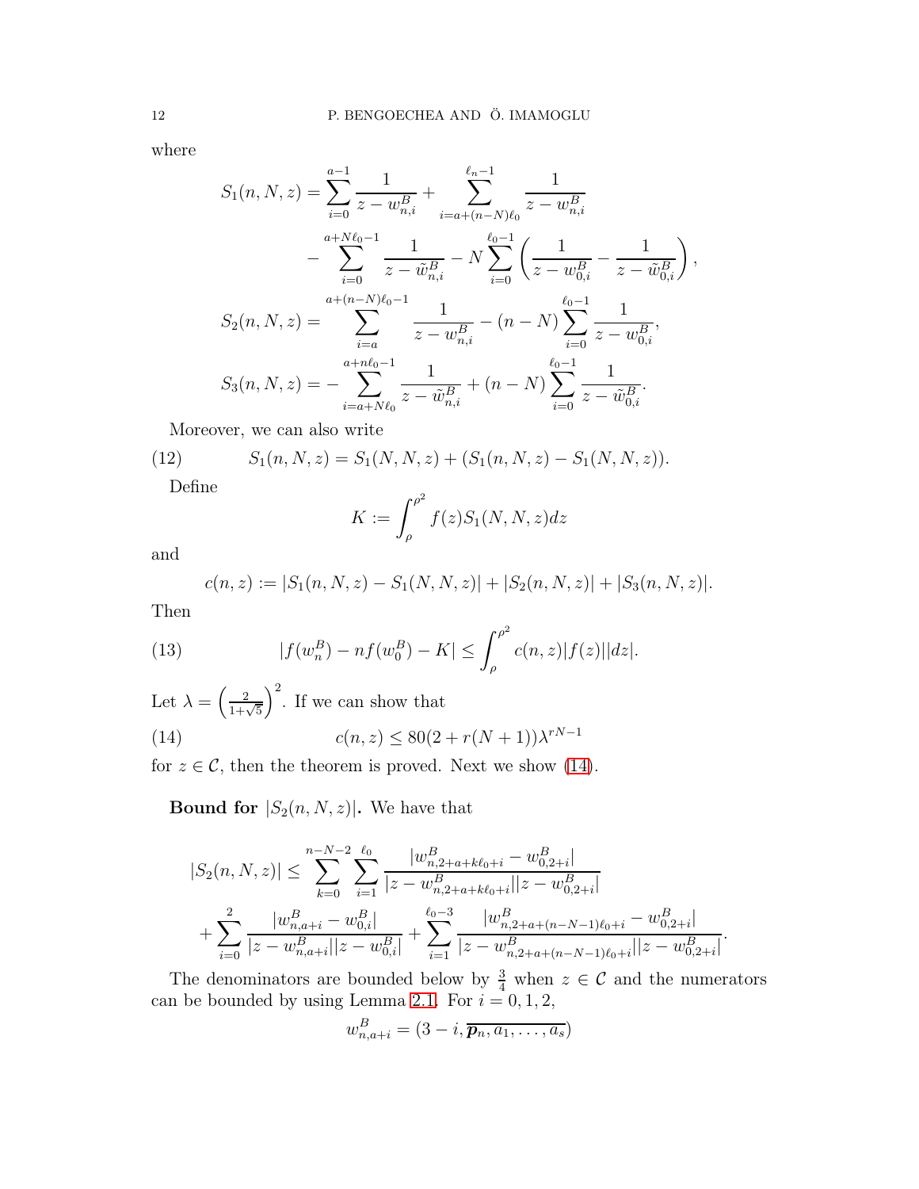where

$$
\begin{aligned}
S_1(n,N,z) &= \sum_{i=0}^{a-1} \frac{1}{z - w^B_{n,i}} + \sum_{i=a+(n-N)\ell_0}^{\ell_n - 1} \frac{1}{z - w^B_{n,i}} \\
&\quad - \sum_{i=0}^{a+N\ell_0-1} \frac{1}{z - \tilde{w}^B_{n,i}} - N \sum_{i=0}^{\ell_0 - 1} \left( \frac{1}{z - w^B_{0,i}} - \frac{1}{z - \tilde{w}^B_{0,i}} \right), \\
S_2(n,N,z) &= \sum_{i=a}^{a+(n-N)\ell_0 - 1} \frac{1}{z - w^B_{n,i}} - (n-N) \sum_{i=0}^{\ell_0-1} \frac{1}{z - w^B_{0,i}}, \\
S_3(n,N,z) &= - \sum_{i=a+N\ell_0}^{a+n\ell_0-1} \frac{1}{z - \tilde{w}^B_{n,i}} + (n-N) \sum_{i=0}^{\ell_0-1} \frac{1}{z - \tilde{w}^B_{0,i}}.
\end{aligned}
$$

Moreover, we can also write

$$
S_1(n,N,z) = S_1(N,N,z) + (S_1(n,N,z) - S_1(N,N,z)). \tag{12}
$$

Define

$$
K := \int_\rho^{\rho^2} f(z) S_1(N,N,z) dz
$$

and

$$
c(n,z) := |S_1(n,N,z) - S_1(N,N,z)| + |S_2(n,N,z)| + |S_3(n,N,z)|.
$$

Then

$$
|f(w^B_n) - n f(w^B_0) - K| \le \int_\rho^{\rho^2} c(n,z) |f(z)| |dz|. \tag{13}
$$

Let $\lambda = \left(\frac{2}{1+\sqrt{5}}\right)^2$. If we can show that

$$
c(n,z) \le 80(2 + r(N+1)) \lambda^{rN-1} \tag{14}
$$

for $z \in \mathcal{C}$, then the theorem is proved. Next we show (14).

**Bound for $|S_2(n,N,z)|$.** We have that

$$
\begin{aligned}
|S_2(n,N,z)| &\le \sum_{k=0}^{n-N-2} \sum_{i=1}^{\ell_0} \frac{|w^B_{n,2+a+k\ell_0+i} - w^B_{0,2+i}|}{|z - w^B_{n,2+a+k\ell_0+i}||z - w^B_{0,2+i}|} \\
&\quad + \sum_{i=0}^{2} \frac{|w^B_{n,a+i} - w^B_{0,i}|}{|z - w^B_{n,a+i}||z - w^B_{0,i}|} + \sum_{i=1}^{\ell_0-3} \frac{|w^B_{n,2+a+(n-N-1)\ell_0+i} - w^B_{0,2+i}|}{|z - w^B_{n,2+a+(n-N-1)\ell_0+i}||z - w^B_{0,2+i}|}.
\end{aligned}
$$

The denominators are bounded below by $\frac{3}{4}$ when $z \in \mathcal{C}$ and the numerators can be bounded by using Lemma 2.1. For $i = 0, 1, 2$,

$$
w^B_{n,a+i} = (3 - i, \overline{\boldsymbol{p}_n, a_1, \ldots, a_s})
$$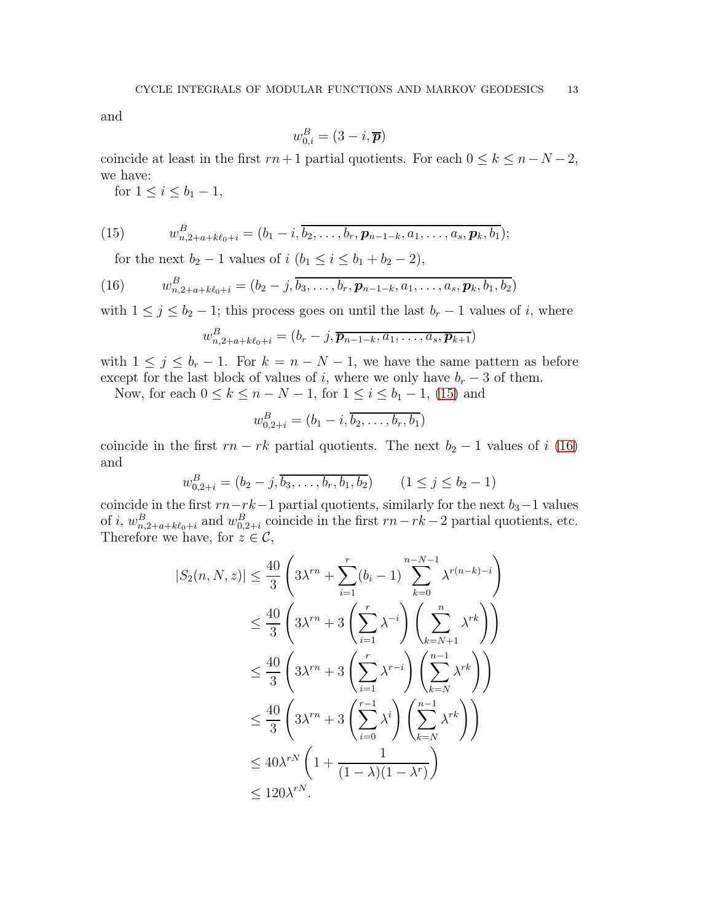and

$$w^B_{0,i} = (3-i, \overline{\boldsymbol{p}})$$

coincide at least in the first $rn+1$ partial quotients. For each $0 \le k \le n-N-2$, we have:

for $1 \le i \le b_1 - 1$,

$$w^B_{n,2+a+k\ell_0+i} = (b_1 - i, \overline{b_2, \ldots, b_r, \boldsymbol{p}_{n-1-k}, a_1, \ldots, a_s, \boldsymbol{p}_k, b_1}); \tag{15}$$

for the next $b_2 - 1$ values of $i$ ($b_1 \le i \le b_1 + b_2 - 2$),

$$w^B_{n,2+a+k\ell_0+i} = (b_2 - j, \overline{b_3, \ldots, b_r, \boldsymbol{p}_{n-1-k}, a_1, \ldots, a_s, \boldsymbol{p}_k, b_1, b_2}) \tag{16}$$

with $1 \le j \le b_2 - 1$; this process goes on until the last $b_r - 1$ values of $i$, where

$$w^B_{n,2+a+k\ell_0+i} = (b_r - j, \overline{\boldsymbol{p}_{n-1-k}, a_1, \ldots, a_s, \boldsymbol{p}_{k+1}})$$

with $1 \le j \le b_r - 1$. For $k = n-N-1$, we have the same pattern as before except for the last block of values of $i$, where we only have $b_r - 3$ of them.

Now, for each $0 \le k \le n-N-1$, for $1 \le i \le b_1 - 1$, (15) and

$$w^B_{0,2+i} = (b_1 - i, \overline{b_2, \ldots, b_r, b_1})$$

coincide in the first $rn - rk$ partial quotients. The next $b_2 - 1$ values of $i$ (16) and

$$w^B_{0,2+i} = (b_2 - j, \overline{b_3, \ldots, b_r, b_1, b_2}) \qquad (1 \le j \le b_2 - 1)$$

coincide in the first $rn - rk - 1$ partial quotients, similarly for the next $b_3 - 1$ values of $i$, $w^B_{n,2+a+k\ell_0+i}$ and $w^B_{0,2+i}$ coincide in the first $rn - rk - 2$ partial quotients, etc. Therefore we have, for $z \in \mathcal{C}$,

$$\begin{aligned}
|S_2(n,N,z)| &\le \frac{40}{3}\left(3\lambda^{rn} + \sum_{i=1}^{r}(b_i - 1)\sum_{k=0}^{n-N-1}\lambda^{r(n-k)-i}\right) \\
&\le \frac{40}{3}\left(3\lambda^{rn} + 3\left(\sum_{i=1}^{r}\lambda^{-i}\right)\left(\sum_{k=N+1}^{n}\lambda^{rk}\right)\right) \\
&\le \frac{40}{3}\left(3\lambda^{rn} + 3\left(\sum_{i=1}^{r}\lambda^{r-i}\right)\left(\sum_{k=N}^{n-1}\lambda^{rk}\right)\right) \\
&\le \frac{40}{3}\left(3\lambda^{rn} + 3\left(\sum_{i=0}^{r-1}\lambda^{i}\right)\left(\sum_{k=N}^{n-1}\lambda^{rk}\right)\right) \\
&\le 40\lambda^{rN}\left(1 + \frac{1}{(1-\lambda)(1-\lambda^r)}\right) \\
&\le 120\lambda^{rN}.
\end{aligned}$$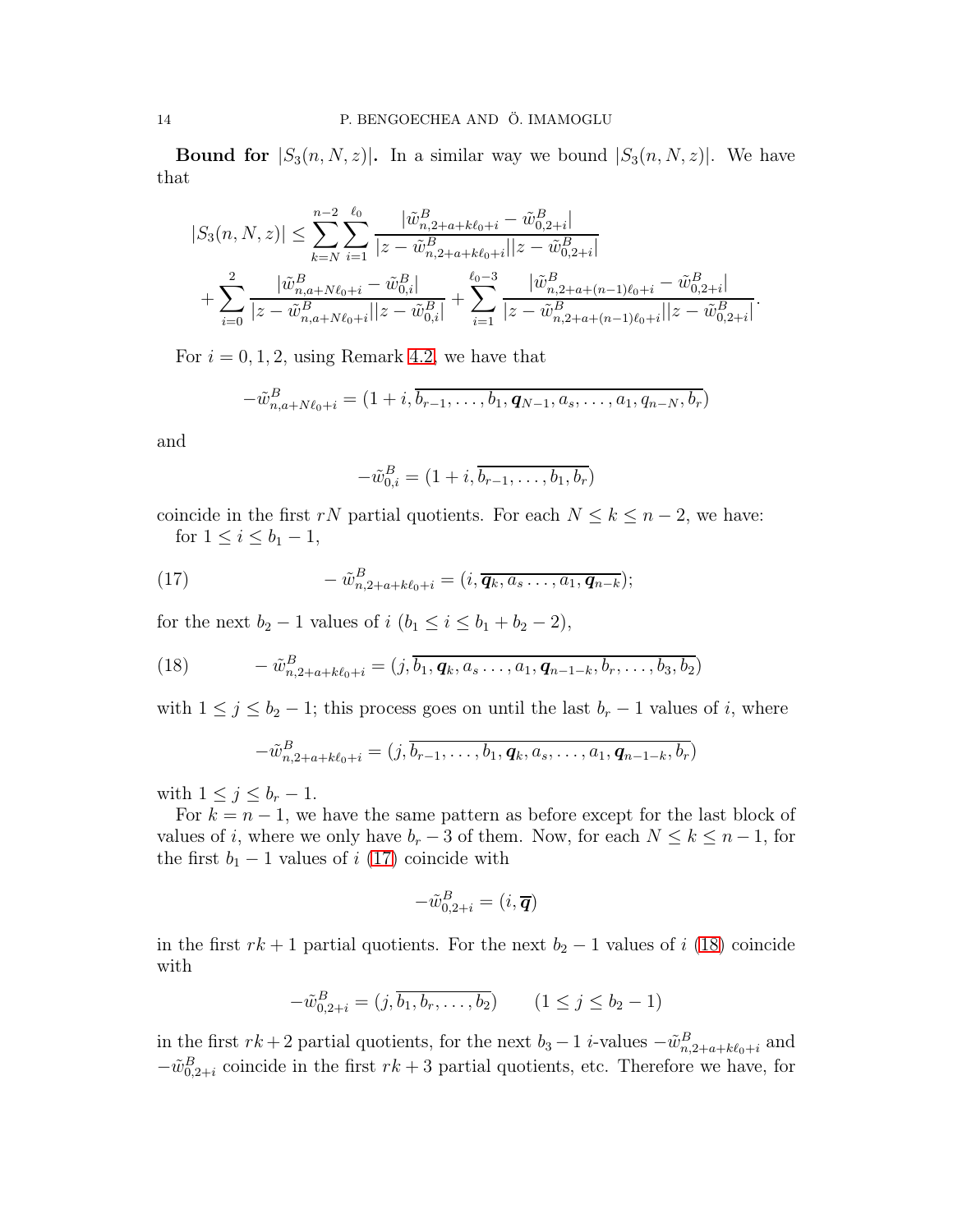**Bound for $|S_3(n,N,z)|$.** In a similar way we bound $|S_3(n,N,z)|$. We have that

$$|S_3(n,N,z)| \leq \sum_{k=N}^{n-2}\sum_{i=1}^{\ell_0} \frac{|\tilde{w}^B_{n,2+a+k\ell_0+i} - \tilde{w}^B_{0,2+i}|}{|z-\tilde{w}^B_{n,2+a+k\ell_0+i}||z-\tilde{w}^B_{0,2+i}|}$$
$$+ \sum_{i=0}^{2} \frac{|\tilde{w}^B_{n,a+N\ell_0+i} - \tilde{w}^B_{0,i}|}{|z-\tilde{w}^B_{n,a+N\ell_0+i}||z-\tilde{w}^B_{0,i}|} + \sum_{i=1}^{\ell_0-3} \frac{|\tilde{w}^B_{n,2+a+(n-1)\ell_0+i} - \tilde{w}^B_{0,2+i}|}{|z-\tilde{w}^B_{n,2+a+(n-1)\ell_0+i}||z-\tilde{w}^B_{0,2+i}|}.$$

For $i=0,1,2$, using Remark 4.2, we have that

$$-\tilde{w}^B_{n,a+N\ell_0+i} = (1+i, \overline{b_{r-1},\dots,b_1,\boldsymbol{q}_{N-1},a_s,\dots,a_1,q_{n-N},b_r})$$

and

$$-\tilde{w}^B_{0,i} = (1+i, \overline{b_{r-1},\dots,b_1,b_r})$$

coincide in the first $rN$ partial quotients. For each $N \leq k \leq n-2$, we have:
for $1 \leq i \leq b_1 - 1$,

$$-\tilde{w}^B_{n,2+a+k\ell_0+i} = (i, \overline{\boldsymbol{q}_k, a_s \dots, a_1, \boldsymbol{q}_{n-k}}); \tag{17}$$

for the next $b_2 - 1$ values of $i$ ($b_1 \leq i \leq b_1 + b_2 - 2$),

$$-\tilde{w}^B_{n,2+a+k\ell_0+i} = (j, \overline{b_1, \boldsymbol{q}_k, a_s \dots, a_1, \boldsymbol{q}_{n-1-k}, b_r, \dots, b_3, b_2}) \tag{18}$$

with $1 \leq j \leq b_2 - 1$; this process goes on until the last $b_r - 1$ values of $i$, where

$$-\tilde{w}^B_{n,2+a+k\ell_0+i} = (j, \overline{b_{r-1},\dots,b_1,\boldsymbol{q}_k,a_s,\dots,a_1,\boldsymbol{q}_{n-1-k},b_r})$$

with $1 \leq j \leq b_r - 1$.

For $k = n-1$, we have the same pattern as before except for the last block of values of $i$, where we only have $b_r - 3$ of them. Now, for each $N \leq k \leq n-1$, for the first $b_1 - 1$ values of $i$ (17) coincide with

$$-\tilde{w}^B_{0,2+i} = (i, \overline{\boldsymbol{q}})$$

in the first $rk+1$ partial quotients. For the next $b_2 - 1$ values of $i$ (18) coincide with

$$-\tilde{w}^B_{0,2+i} = (j, \overline{b_1, b_r, \dots, b_2}) \qquad (1 \leq j \leq b_2 - 1)$$

in the first $rk+2$ partial quotients, for the next $b_3 - 1$ $i$-values $-\tilde{w}^B_{n,2+a+k\ell_0+i}$ and $-\tilde{w}^B_{0,2+i}$ coincide in the first $rk+3$ partial quotients, etc. Therefore we have, for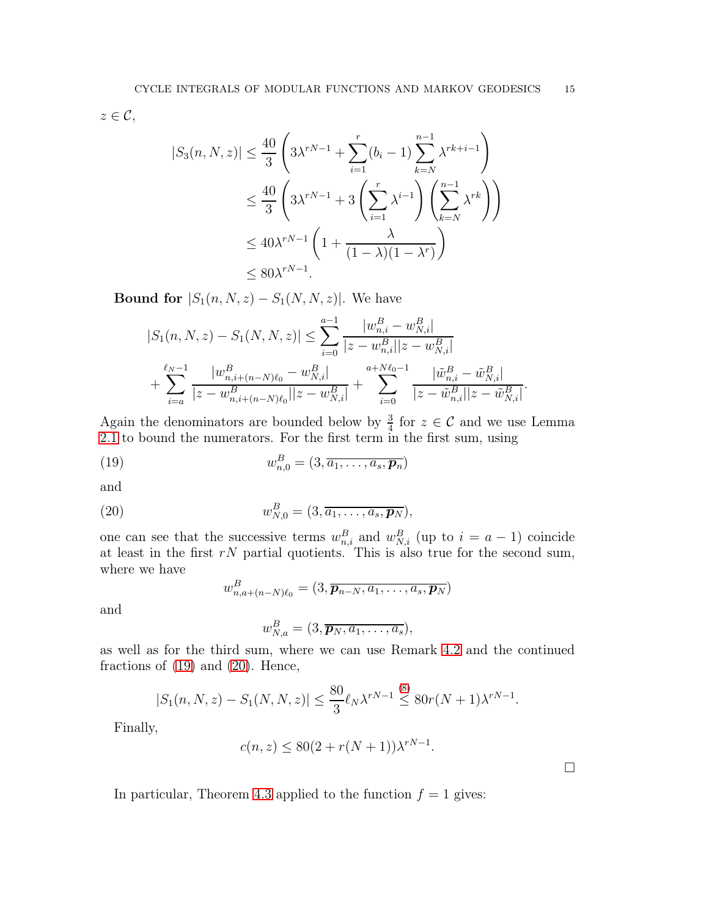$z \in \mathcal{C}$,

$$
\begin{aligned}
|S_3(n, N, z)| &\leq \frac{40}{3}\left(3\lambda^{rN-1} + \sum_{i=1}^{r}(b_i - 1)\sum_{k=N}^{n-1}\lambda^{rk+i-1}\right) \\
&\leq \frac{40}{3}\left(3\lambda^{rN-1} + 3\left(\sum_{i=1}^{r}\lambda^{i-1}\right)\left(\sum_{k=N}^{n-1}\lambda^{rk}\right)\right) \\
&\leq 40\lambda^{rN-1}\left(1 + \frac{\lambda}{(1-\lambda)(1-\lambda^r)}\right) \\
&\leq 80\lambda^{rN-1}.
\end{aligned}
$$

**Bound for** $|S_1(n, N, z) - S_1(N, N, z)|$. We have

$$
\begin{aligned}
|S_1(n, N, z) - S_1(N, N, z)| &\leq \sum_{i=0}^{a-1}\frac{|w^B_{n,i} - w^B_{N,i}|}{|z - w^B_{n,i}||z - w^B_{N,i}|} \\
&+ \sum_{i=a}^{\ell_N - 1}\frac{|w^B_{n,i+(n-N)\ell_0} - w^B_{N,i}|}{|z - w^B_{n,i+(n-N)\ell_0}||z - w^B_{N,i}|} + \sum_{i=0}^{a+N\ell_0-1}\frac{|\tilde{w}^B_{n,i} - \tilde{w}^B_{N,i}|}{|z - \tilde{w}^B_{n,i}||z - \tilde{w}^B_{N,i}|}.
\end{aligned}
$$

Again the denominators are bounded below by $\frac{3}{4}$ for $z \in \mathcal{C}$ and we use Lemma 2.1 to bound the numerators. For the first term in the first sum, using

$$
w^B_{n,0} = (3, \overline{a_1, \ldots, a_s, \boldsymbol{p}_n}) \tag{19}
$$

and

$$
w^B_{N,0} = (3, \overline{a_1, \ldots, a_s, \boldsymbol{p}_N}), \tag{20}
$$

one can see that the successive terms $w^B_{n,i}$ and $w^B_{N,i}$ (up to $i = a-1$) coincide at least in the first $rN$ partial quotients. This is also true for the second sum, where we have

$$
w^B_{n,a+(n-N)\ell_0} = (3, \overline{\boldsymbol{p}_{n-N}, a_1, \ldots, a_s, \boldsymbol{p}_N})
$$

and

$$
w^B_{N,a} = (3, \overline{\boldsymbol{p}_N, a_1, \ldots, a_s}),
$$

as well as for the third sum, where we can use Remark 4.2 and the continued fractions of (19) and (20). Hence,

$$
|S_1(n, N, z) - S_1(N, N, z)| \leq \frac{80}{3}\ell_N\lambda^{rN-1} \overset{(8)}{\leq} 80r(N+1)\lambda^{rN-1}.
$$

Finally,

$$
c(n, z) \leq 80(2 + r(N+1))\lambda^{rN-1}.
$$

$\square$

In particular, Theorem 4.3 applied to the function $f = 1$ gives: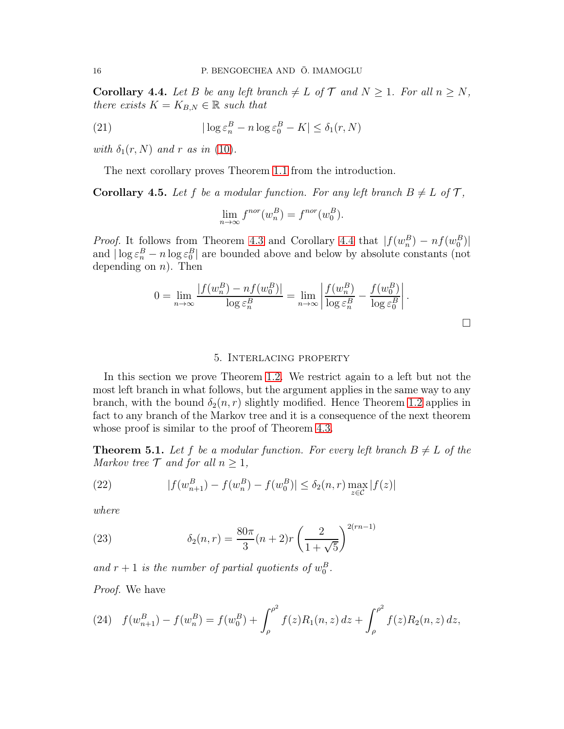**Corollary 4.4.** *Let $B$ be any left branch $\neq L$ of $\mathcal{T}$ and $N \geq 1$. For all $n \geq N$, there exists $K = K_{B,N} \in \mathbb{R}$ such that*

$$|\log \varepsilon_n^B - n \log \varepsilon_0^B - K| \leq \delta_1(r, N) \tag{21}$$

*with $\delta_1(r, N)$ and $r$ as in (10).*

The next corollary proves Theorem 1.1 from the introduction.

**Corollary 4.5.** *Let $f$ be a modular function. For any left branch $B \neq L$ of $\mathcal{T}$,*

$$\lim_{n\to\infty} f^{nor}(w_n^B) = f^{nor}(w_0^B).$$

*Proof.* It follows from Theorem 4.3 and Corollary 4.4 that $|f(w_n^B) - nf(w_0^B)|$ and $|\log \varepsilon_n^B - n \log \varepsilon_0^B|$ are bounded above and below by absolute constants (not depending on $n$). Then

$$0 = \lim_{n\to\infty} \frac{|f(w_n^B) - nf(w_0^B)|}{\log \varepsilon_n^B} = \lim_{n\to\infty} \left| \frac{f(w_n^B)}{\log \varepsilon_n^B} - \frac{f(w_0^B)}{\log \varepsilon_0^B} \right|.$$

□

## 5. Interlacing property

In this section we prove Theorem 1.2. We restrict again to a left but not the most left branch in what follows, but the argument applies in the same way to any branch, with the bound $\delta_2(n, r)$ slightly modified. Hence Theorem 1.2 applies in fact to any branch of the Markov tree and it is a consequence of the next theorem whose proof is similar to the proof of Theorem 4.3.

**Theorem 5.1.** *Let $f$ be a modular function. For every left branch $B \neq L$ of the Markov tree $\mathcal{T}$ and for all $n \geq 1$,*

$$|f(w_{n+1}^B) - f(w_n^B) - f(w_0^B)| \leq \delta_2(n, r) \max_{z\in\mathcal{C}} |f(z)| \tag{22}$$

*where*

$$\delta_2(n, r) = \frac{80\pi}{3}(n + 2)r \left(\frac{2}{1 + \sqrt{5}}\right)^{2(rn-1)} \tag{23}$$

*and $r + 1$ is the number of partial quotients of $w_0^B$.*

*Proof.* We have

$$f(w_{n+1}^B) - f(w_n^B) = f(w_0^B) + \int_\rho^{\rho^2} f(z)R_1(n, z)\, dz + \int_\rho^{\rho^2} f(z)R_2(n, z)\, dz, \tag{24}$$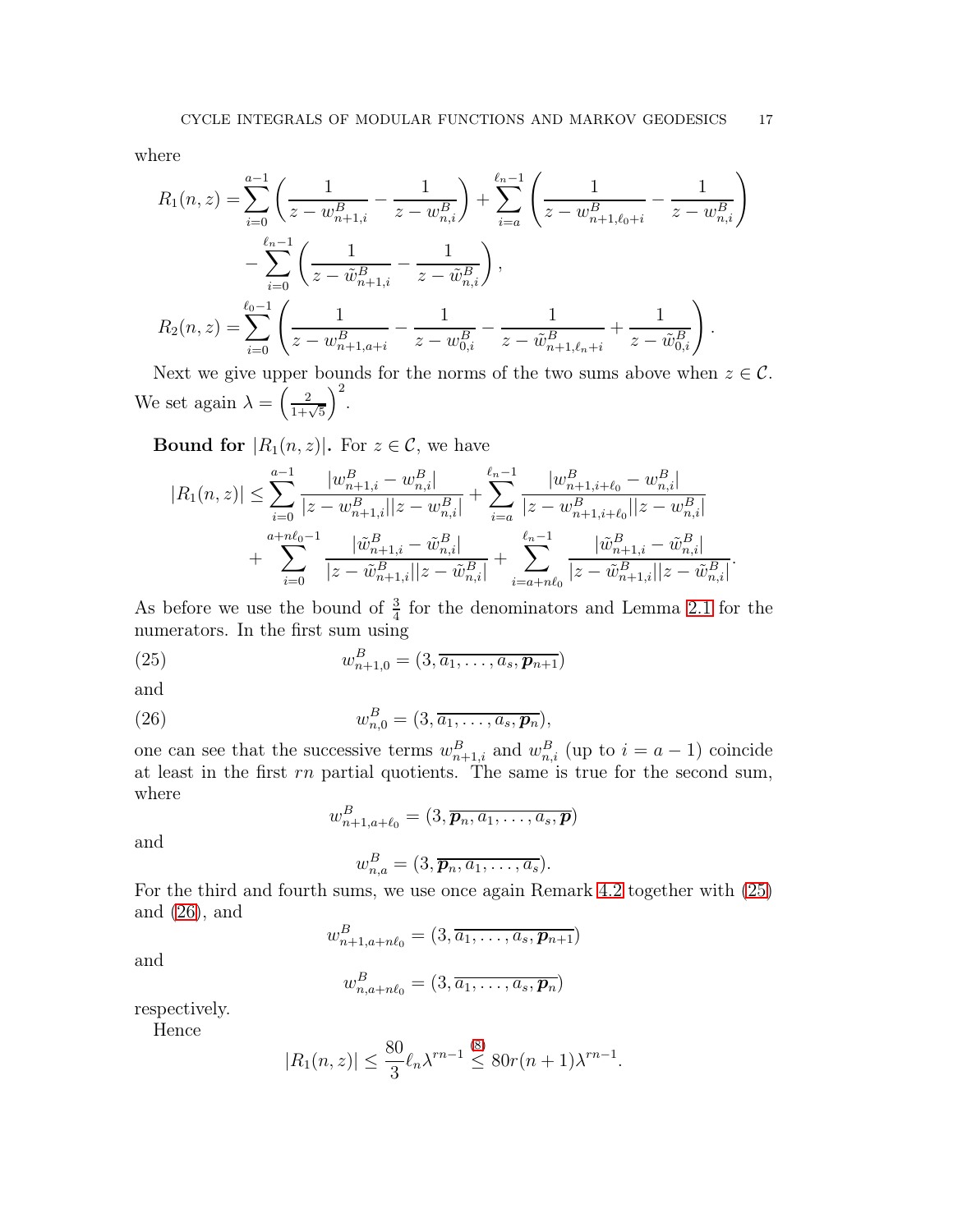where

$$R_1(n,z) = \sum_{i=0}^{a-1}\left(\frac{1}{z-w^B_{n+1,i}} - \frac{1}{z-w^B_{n,i}}\right) + \sum_{i=a}^{\ell_n-1}\left(\frac{1}{z-w^B_{n+1,\ell_0+i}} - \frac{1}{z-w^B_{n,i}}\right)$$
$$- \sum_{i=0}^{\ell_n-1}\left(\frac{1}{z-\tilde{w}^B_{n+1,i}} - \frac{1}{z-\tilde{w}^B_{n,i}}\right),$$
$$R_2(n,z) = \sum_{i=0}^{\ell_0-1}\left(\frac{1}{z-w^B_{n+1,a+i}} - \frac{1}{z-w^B_{0,i}} - \frac{1}{z-\tilde{w}^B_{n+1,\ell_n+i}} + \frac{1}{z-\tilde{w}^B_{0,i}}\right).$$

Next we give upper bounds for the norms of the two sums above when $z \in \mathcal{C}$. We set again $\lambda = \left(\frac{2}{1+\sqrt{5}}\right)^2$.

**Bound for $|R_1(n,z)|$.** For $z \in \mathcal{C}$, we have

$$|R_1(n,z)| \leq \sum_{i=0}^{a-1}\frac{|w^B_{n+1,i} - w^B_{n,i}|}{|z-w^B_{n+1,i}||z-w^B_{n,i}|} + \sum_{i=a}^{\ell_n-1}\frac{|w^B_{n+1,i+\ell_0} - w^B_{n,i}|}{|z-w^B_{n+1,i+\ell_0}||z-w^B_{n,i}|}$$
$$+ \sum_{i=0}^{a+n\ell_0-1}\frac{|\tilde{w}^B_{n+1,i} - \tilde{w}^B_{n,i}|}{|z-\tilde{w}^B_{n+1,i}||z-\tilde{w}^B_{n,i}|} + \sum_{i=a+n\ell_0}^{\ell_n-1}\frac{|\tilde{w}^B_{n+1,i} - \tilde{w}^B_{n,i}|}{|z-\tilde{w}^B_{n+1,i}||z-\tilde{w}^B_{n,i}|}.$$

As before we use the bound of $\frac{3}{4}$ for the denominators and Lemma 2.1 for the numerators. In the first sum using

$$w^B_{n+1,0} = (3, \overline{a_1, \ldots, a_s, \boldsymbol{p}_{n+1}}) \tag{25}$$

and

$$w^B_{n,0} = (3, \overline{a_1, \ldots, a_s, \boldsymbol{p}_n}), \tag{26}$$

one can see that the successive terms $w^B_{n+1,i}$ and $w^B_{n,i}$ (up to $i = a-1$) coincide at least in the first $rn$ partial quotients. The same is true for the second sum, where

$$w^B_{n+1,a+\ell_0} = (3, \overline{\boldsymbol{p}_n, a_1, \ldots, a_s, \boldsymbol{p}})$$

and

$$w^B_{n,a} = (3, \overline{\boldsymbol{p}_n, a_1, \ldots, a_s}).$$

For the third and fourth sums, we use once again Remark 4.2 together with (25) and (26), and

$$w^B_{n+1,a+n\ell_0} = (3, \overline{a_1, \ldots, a_s, \boldsymbol{p}_{n+1}})$$

and

$$w^B_{n,a+n\ell_0} = (3, \overline{a_1, \ldots, a_s, \boldsymbol{p}_n})$$

respectively.

Hence

$$|R_1(n,z)| \leq \frac{80}{3}\ell_n \lambda^{rn-1} \overset{(8)}{\leq} 80r(n+1)\lambda^{rn-1}.$$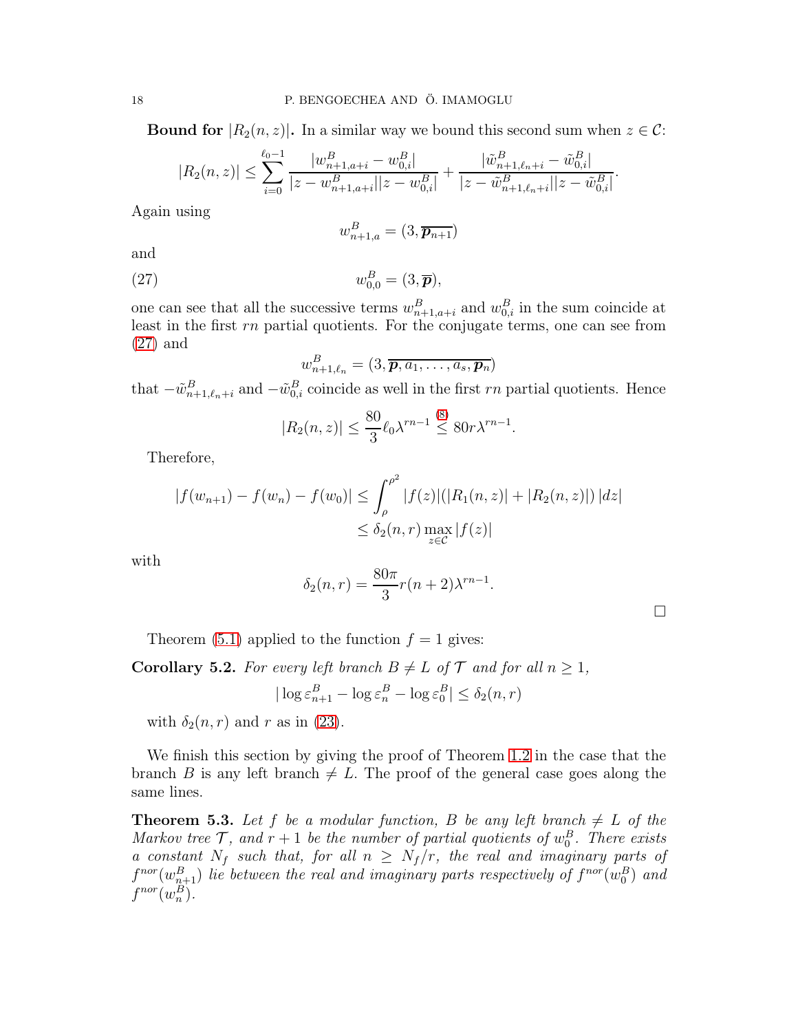**Bound for $|R_2(n,z)|$.** In a similar way we bound this second sum when $z \in \mathcal{C}$:

$$|R_2(n,z)| \leq \sum_{i=0}^{\ell_0-1} \frac{|w^B_{n+1,a+i} - w^B_{0,i}|}{|z - w^B_{n+1,a+i}||z - w^B_{0,i}|} + \frac{|\tilde{w}^B_{n+1,\ell_n+i} - \tilde{w}^B_{0,i}|}{|z - \tilde{w}^B_{n+1,\ell_n+i}||z - \tilde{w}^B_{0,i}|}.$$

Again using

$$w^B_{n+1,a} = (3, \overline{\boldsymbol{p}_{n+1}})$$

and

$$w^B_{0,0} = (3, \overline{\boldsymbol{p}}), \tag{27}$$

one can see that all the successive terms $w^B_{n+1,a+i}$ and $w^B_{0,i}$ in the sum coincide at least in the first $rn$ partial quotients. For the conjugate terms, one can see from (27) and

$$w^B_{n+1,\ell_n} = (3, \overline{\boldsymbol{p}, a_1, \ldots, a_s, \boldsymbol{p}_n})$$

that $-\tilde{w}^B_{n+1,\ell_n+i}$ and $-\tilde{w}^B_{0,i}$ coincide as well in the first $rn$ partial quotients. Hence

$$|R_2(n,z)| \leq \frac{80}{3}\ell_0 \lambda^{rn-1} \overset{(8)}{\leq} 80r\lambda^{rn-1}.$$

Therefore,

$$\begin{aligned} |f(w_{n+1}) - f(w_n) - f(w_0)| &\leq \int_\rho^{\rho^2} |f(z)|(|R_1(n,z)| + |R_2(n,z)|)\,|dz| \\ &\leq \delta_2(n,r) \max_{z \in \mathcal{C}} |f(z)| \end{aligned}$$

with

$$\delta_2(n,r) = \frac{80\pi}{3} r(n+2)\lambda^{rn-1}.$$

$\square$

Theorem (5.1) applied to the function $f = 1$ gives:

**Corollary 5.2.** *For every left branch $B \neq L$ of $\mathcal{T}$ and for all $n \geq 1$,*

$$|\log \varepsilon^B_{n+1} - \log \varepsilon^B_n - \log \varepsilon^B_0| \leq \delta_2(n,r)$$

*with $\delta_2(n,r)$ and $r$ as in (23).*

We finish this section by giving the proof of Theorem 1.2 in the case that the branch $B$ is any left branch $\neq L$. The proof of the general case goes along the same lines.

**Theorem 5.3.** *Let $f$ be a modular function, $B$ be any left branch $\neq L$ of the Markov tree $\mathcal{T}$, and $r+1$ be the number of partial quotients of $w^B_0$. There exists a constant $N_f$ such that, for all $n \geq N_f/r$, the real and imaginary parts of $f^{nor}(w^B_{n+1})$ lie between the real and imaginary parts respectively of $f^{nor}(w^B_0)$ and $f^{nor}(w^B_n)$.*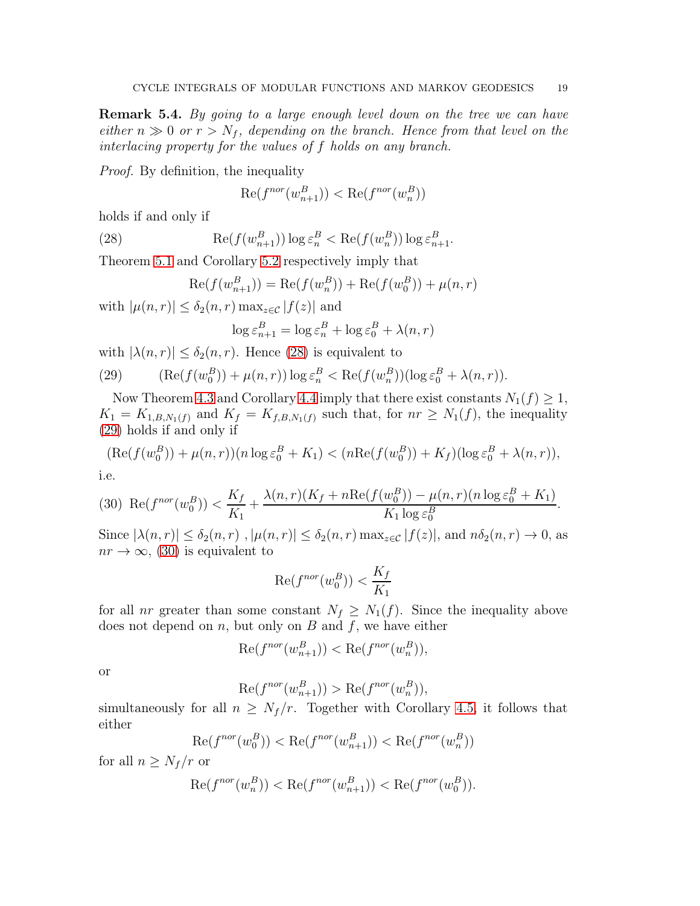**Remark 5.4.** *By going to a large enough level down on the tree we can have either $n \gg 0$ or $r > N_f$, depending on the branch. Hence from that level on the interlacing property for the values of $f$ holds on any branch.*

*Proof.* By definition, the inequality

$$\mathrm{Re}(f^{nor}(w^B_{n+1})) < \mathrm{Re}(f^{nor}(w^B_n))$$

holds if and only if

$$\mathrm{Re}(f(w^B_{n+1})) \log \varepsilon^B_n < \mathrm{Re}(f(w^B_n)) \log \varepsilon^B_{n+1}. \tag{28}$$

Theorem 5.1 and Corollary 5.2 respectively imply that

$$\mathrm{Re}(f(w^B_{n+1})) = \mathrm{Re}(f(w^B_n)) + \mathrm{Re}(f(w^B_0)) + \mu(n,r)$$

with $|\mu(n,r)| \leq \delta_2(n,r) \max_{z \in \mathcal{C}} |f(z)|$ and

$$\log \varepsilon^B_{n+1} = \log \varepsilon^B_n + \log \varepsilon^B_0 + \lambda(n,r)$$

with $|\lambda(n,r)| \leq \delta_2(n,r)$. Hence (28) is equivalent to

$$(\mathrm{Re}(f(w^B_0)) + \mu(n,r)) \log \varepsilon^B_n < \mathrm{Re}(f(w^B_n))(\log \varepsilon^B_0 + \lambda(n,r)). \tag{29}$$

Now Theorem 4.3 and Corollary 4.4 imply that there exist constants $N_1(f) \geq 1$, $K_1 = K_{1,B,N_1(f)}$ and $K_f = K_{f,B,N_1(f)}$ such that, for $nr \geq N_1(f)$, the inequality (29) holds if and only if

$$(\mathrm{Re}(f(w^B_0)) + \mu(n,r))(n \log \varepsilon^B_0 + K_1) < (n\mathrm{Re}(f(w^B_0)) + K_f)(\log \varepsilon^B_0 + \lambda(n,r)),$$

i.e.

$$\mathrm{Re}(f^{nor}(w^B_0)) < \frac{K_f}{K_1} + \frac{\lambda(n,r)(K_f + n\mathrm{Re}(f(w^B_0)) - \mu(n,r)(n \log \varepsilon^B_0 + K_1)}{K_1 \log \varepsilon^B_0}. \tag{30}$$

Since $|\lambda(n,r)| \leq \delta_2(n,r)$ , $|\mu(n,r)| \leq \delta_2(n,r) \max_{z \in \mathcal{C}} |f(z)|$, and $n\delta_2(n,r) \to 0$, as $nr \to \infty$, (30) is equivalent to

$$\mathrm{Re}(f^{nor}(w^B_0)) < \frac{K_f}{K_1}$$

for all $nr$ greater than some constant $N_f \geq N_1(f)$. Since the inequality above does not depend on $n$, but only on $B$ and $f$, we have either

$$\mathrm{Re}(f^{nor}(w^B_{n+1})) < \mathrm{Re}(f^{nor}(w^B_n)),$$

or

$$\mathrm{Re}(f^{nor}(w^B_{n+1})) > \mathrm{Re}(f^{nor}(w^B_n)),$$

simultaneously for all $n \geq N_f/r$. Together with Corollary 4.5, it follows that either

$$\mathrm{Re}(f^{nor}(w^B_0)) < \mathrm{Re}(f^{nor}(w^B_{n+1})) < \mathrm{Re}(f^{nor}(w^B_n))$$

for all $n \geq N_f/r$ or

$$\mathrm{Re}(f^{nor}(w^B_n)) < \mathrm{Re}(f^{nor}(w^B_{n+1})) < \mathrm{Re}(f^{nor}(w^B_0)).$$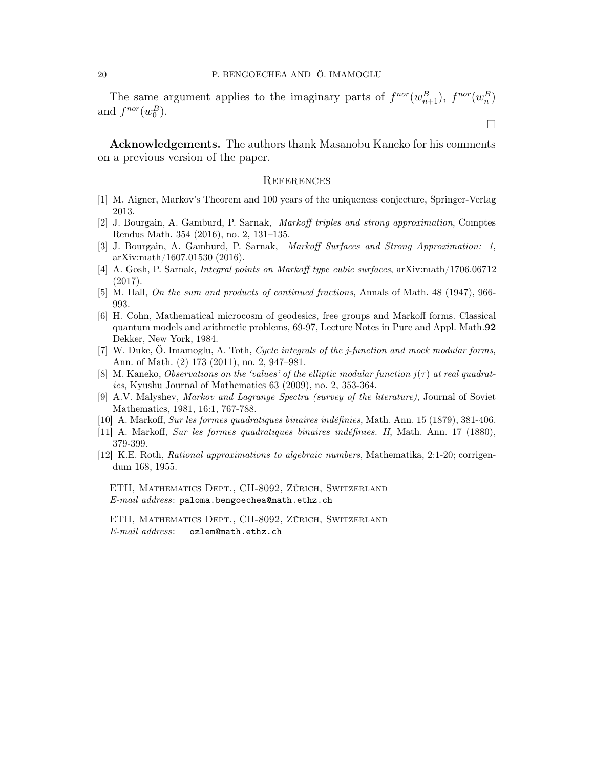The same argument applies to the imaginary parts of $f^{nor}(w_{n+1}^B)$, $f^{nor}(w_n^B)$ and $f^{nor}(w_0^B)$.

□

**Acknowledgements.** The authors thank Masanobu Kaneko for his comments on a previous version of the paper.

## References

[1] M. Aigner, Markov's Theorem and 100 years of the uniqueness conjecture, Springer-Verlag 2013.

[2] J. Bourgain, A. Gamburd, P. Sarnak, *Markoff triples and strong approximation*, Comptes Rendus Math. 354 (2016), no. 2, 131–135.

[3] J. Bourgain, A. Gamburd, P. Sarnak, *Markoff Surfaces and Strong Approximation: 1*, arXiv:math/1607.01530 (2016).

[4] A. Gosh, P. Sarnak, *Integral points on Markoff type cubic surfaces*, arXiv:math/1706.06712 (2017).

[5] M. Hall, *On the sum and products of continued fractions*, Annals of Math. 48 (1947), 966-993.

[6] H. Cohn, Mathematical microcosm of geodesics, free groups and Markoff forms. Classical quantum models and arithmetic problems, 69-97, Lecture Notes in Pure and Appl. Math.**92** Dekker, New York, 1984.

[7] W. Duke, Ö. Imamoglu, A. Toth, *Cycle integrals of the j-function and mock modular forms*, Ann. of Math. (2) 173 (2011), no. 2, 947–981.

[8] M. Kaneko, *Observations on the 'values' of the elliptic modular function $j(\tau)$ at real quadratics*, Kyushu Journal of Mathematics 63 (2009), no. 2, 353-364.

[9] A.V. Malyshev, *Markov and Lagrange Spectra (survey of the literature)*, Journal of Soviet Mathematics, 1981, 16:1, 767-788.

[10] A. Markoff, *Sur les formes quadratiques binaires indéfinies*, Math. Ann. 15 (1879), 381-406.

[11] A. Markoff, *Sur les formes quadratiques binaires indéfinies. II*, Math. Ann. 17 (1880), 379-399.

[12] K.E. Roth, *Rational approximations to algebraic numbers*, Mathematika, 2:1-20; corrigendum 168, 1955.

ETH, Mathematics Dept., CH-8092, Zürich, Switzerland
*E-mail address*: paloma.bengoechea@math.ethz.ch

ETH, Mathematics Dept., CH-8092, Zürich, Switzerland
*E-mail address*: ozlem@math.ethz.ch